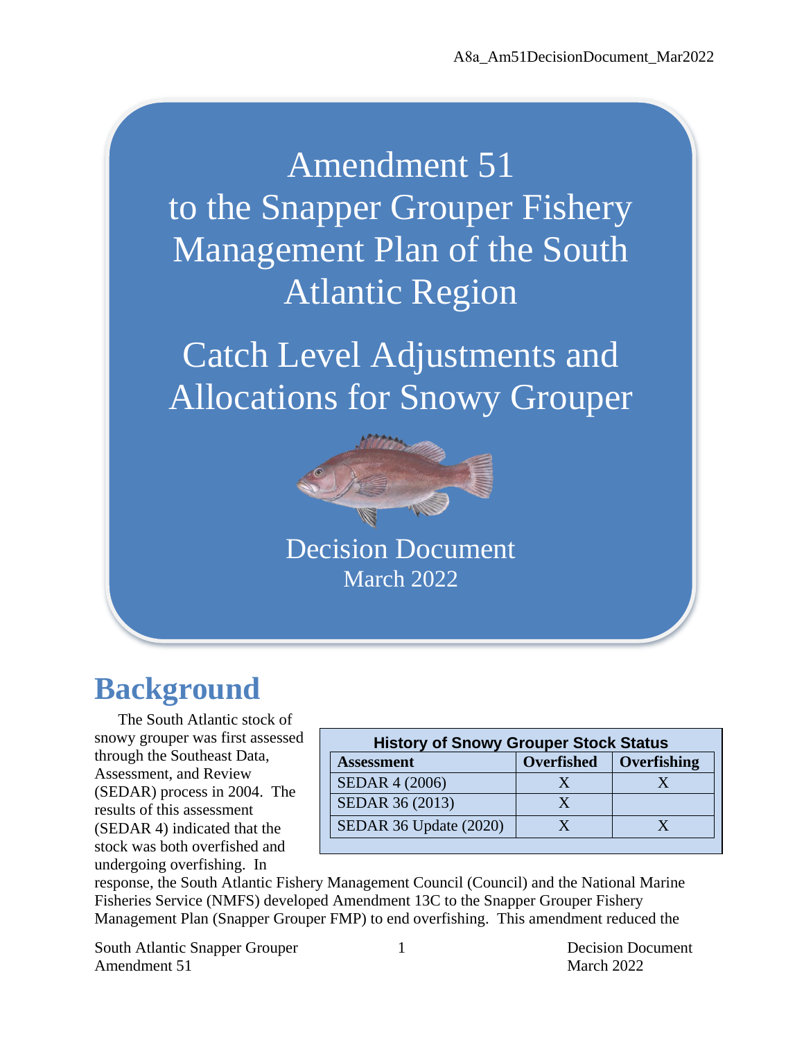# Amendment 51 to the Snapper Grouper Fishery Management Plan of the South Atlantic Region

# Catch Level Adjustments and Allocations for Snowy Grouper

Decision Document
March 2022

## Background

The South Atlantic stock of snowy grouper was first assessed through the Southeast Data, Assessment, and Review (SEDAR) process in 2004. The results of this assessment (SEDAR 4) indicated that the stock was both overfished and undergoing overfishing. In response, the South Atlantic Fishery Management Council (Council) and the National Marine Fisheries Service (NMFS) developed Amendment 13C to the Snapper Grouper Fishery Management Plan (Snapper Grouper FMP) to end overfishing. This amendment reduced the

**History of Snowy Grouper Stock Status**

| Assessment | Overfished | Overfishing |
|---|---|---|
| SEDAR 4 (2006) | X | X |
| SEDAR 36 (2013) | X | |
| SEDAR 36 Update (2020) | X | X |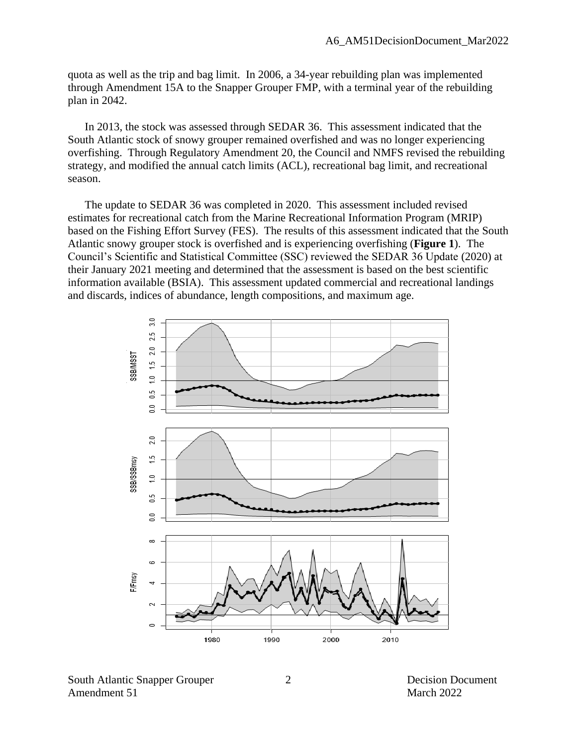quota as well as the trip and bag limit. In 2006, a 34-year rebuilding plan was implemented through Amendment 15A to the Snapper Grouper FMP, with a terminal year of the rebuilding plan in 2042.

In 2013, the stock was assessed through SEDAR 36. This assessment indicated that the South Atlantic stock of snowy grouper remained overfished and was no longer experiencing overfishing. Through Regulatory Amendment 20, the Council and NMFS revised the rebuilding strategy, and modified the annual catch limits (ACL), recreational bag limit, and recreational season.

The update to SEDAR 36 was completed in 2020. This assessment included revised estimates for recreational catch from the Marine Recreational Information Program (MRIP) based on the Fishing Effort Survey (FES). The results of this assessment indicated that the South Atlantic snowy grouper stock is overfished and is experiencing overfishing (**Figure 1**). The Council's Scientific and Statistical Committee (SSC) reviewed the SEDAR 36 Update (2020) at their January 2021 meeting and determined that the assessment is based on the best scientific information available (BSIA). This assessment updated commercial and recreational landings and discards, indices of abundance, length compositions, and maximum age.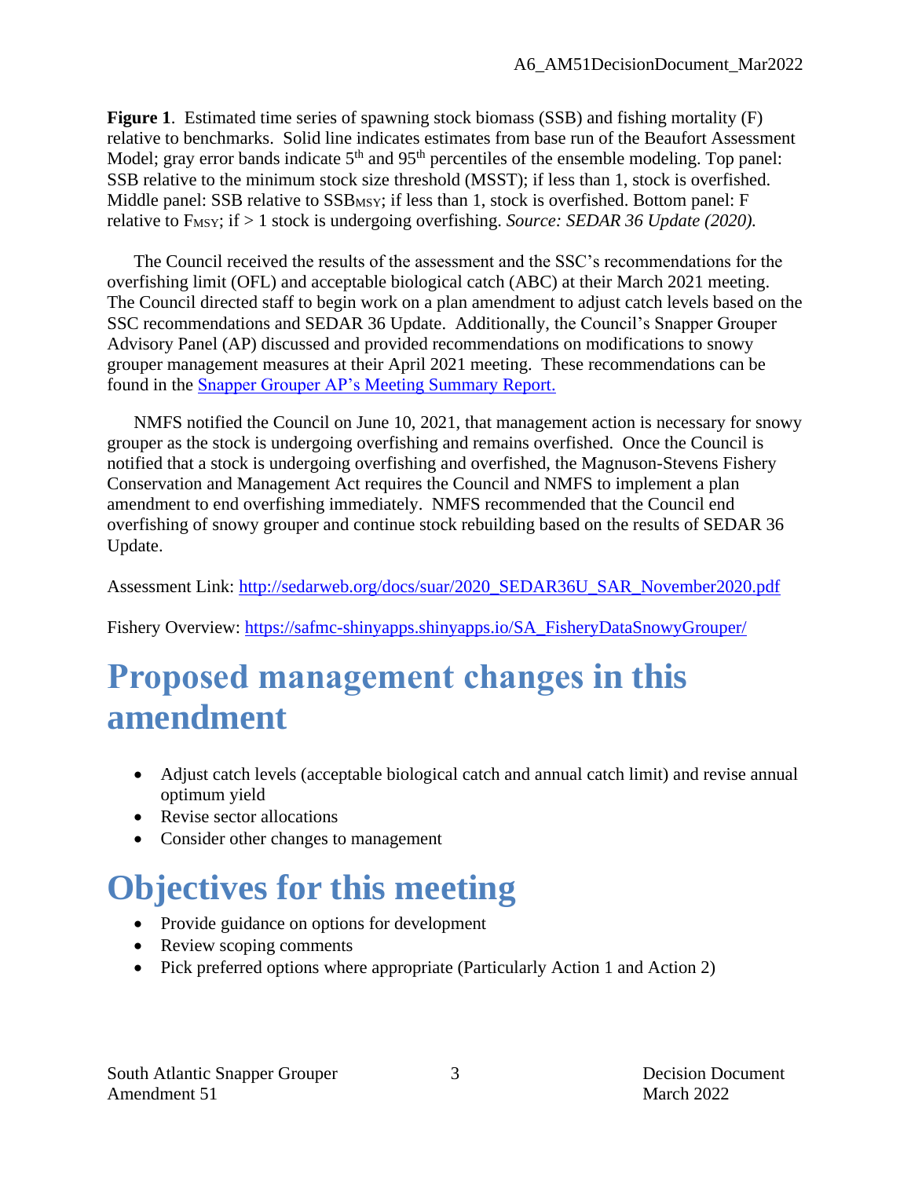**Figure 1**. Estimated time series of spawning stock biomass (SSB) and fishing mortality (F) relative to benchmarks. Solid line indicates estimates from base run of the Beaufort Assessment Model; gray error bands indicate 5th and 95th percentiles of the ensemble modeling. Top panel: SSB relative to the minimum stock size threshold (MSST); if less than 1, stock is overfished. Middle panel: SSB relative to $SSB_{MSY}$; if less than 1, stock is overfished. Bottom panel: F relative to $F_{MSY}$; if > 1 stock is undergoing overfishing. *Source: SEDAR 36 Update (2020).*

The Council received the results of the assessment and the SSC's recommendations for the overfishing limit (OFL) and acceptable biological catch (ABC) at their March 2021 meeting. The Council directed staff to begin work on a plan amendment to adjust catch levels based on the SSC recommendations and SEDAR 36 Update. Additionally, the Council's Snapper Grouper Advisory Panel (AP) discussed and provided recommendations on modifications to snowy grouper management measures at their April 2021 meeting. These recommendations can be found in the [Snapper Grouper AP's Meeting Summary Report.]

NMFS notified the Council on June 10, 2021, that management action is necessary for snowy grouper as the stock is undergoing overfishing and remains overfished. Once the Council is notified that a stock is undergoing overfishing and overfished, the Magnuson-Stevens Fishery Conservation and Management Act requires the Council and NMFS to implement a plan amendment to end overfishing immediately. NMFS recommended that the Council end overfishing of snowy grouper and continue stock rebuilding based on the results of SEDAR 36 Update.

Assessment Link: http://sedarweb.org/docs/suar/2020_SEDAR36U_SAR_November2020.pdf

Fishery Overview: https://safmc-shinyapps.shinyapps.io/SA_FisheryDataSnowyGrouper/

# Proposed management changes in this amendment

- Adjust catch levels (acceptable biological catch and annual catch limit) and revise annual optimum yield
- Revise sector allocations
- Consider other changes to management

# Objectives for this meeting

- Provide guidance on options for development
- Review scoping comments
- Pick preferred options where appropriate (Particularly Action 1 and Action 2)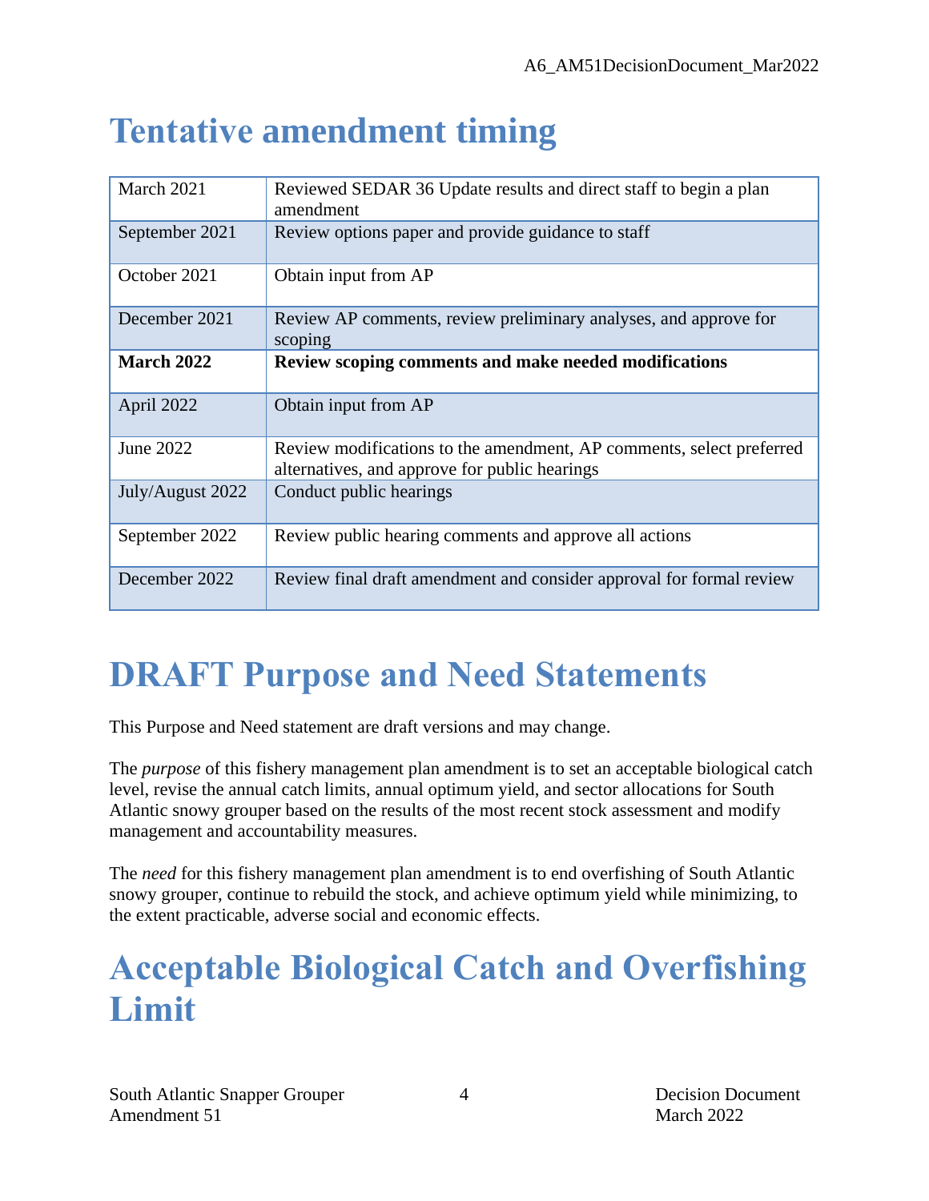# Tentative amendment timing

| | |
|---|---|
| March 2021 | Reviewed SEDAR 36 Update results and direct staff to begin a plan amendment |
| September 2021 | Review options paper and provide guidance to staff |
| October 2021 | Obtain input from AP |
| December 2021 | Review AP comments, review preliminary analyses, and approve for scoping |
| **March 2022** | **Review scoping comments and make needed modifications** |
| April 2022 | Obtain input from AP |
| June 2022 | Review modifications to the amendment, AP comments, select preferred alternatives, and approve for public hearings |
| July/August 2022 | Conduct public hearings |
| September 2022 | Review public hearing comments and approve all actions |
| December 2022 | Review final draft amendment and consider approval for formal review |

# DRAFT Purpose and Need Statements

This Purpose and Need statement are draft versions and may change.

The *purpose* of this fishery management plan amendment is to set an acceptable biological catch level, revise the annual catch limits, annual optimum yield, and sector allocations for South Atlantic snowy grouper based on the results of the most recent stock assessment and modify management and accountability measures.

The *need* for this fishery management plan amendment is to end overfishing of South Atlantic snowy grouper, continue to rebuild the stock, and achieve optimum yield while minimizing, to the extent practicable, adverse social and economic effects.

# Acceptable Biological Catch and Overfishing Limit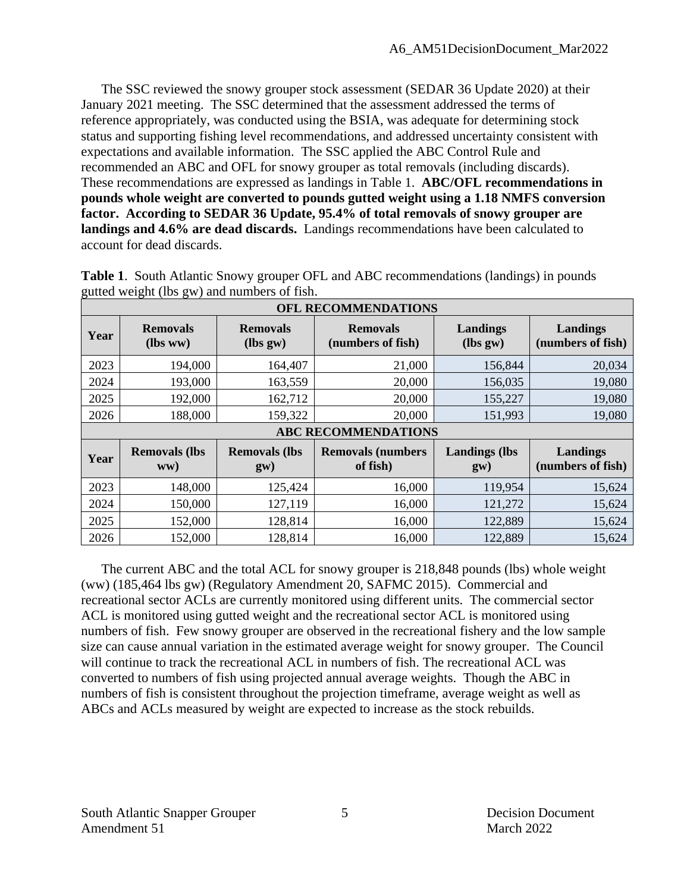The SSC reviewed the snowy grouper stock assessment (SEDAR 36 Update 2020) at their January 2021 meeting. The SSC determined that the assessment addressed the terms of reference appropriately, was conducted using the BSIA, was adequate for determining stock status and supporting fishing level recommendations, and addressed uncertainty consistent with expectations and available information. The SSC applied the ABC Control Rule and recommended an ABC and OFL for snowy grouper as total removals (including discards). These recommendations are expressed as landings in Table 1. **ABC/OFL recommendations in pounds whole weight are converted to pounds gutted weight using a 1.18 NMFS conversion factor. According to SEDAR 36 Update, 95.4% of total removals of snowy grouper are landings and 4.6% are dead discards.** Landings recommendations have been calculated to account for dead discards.

**Table 1**. South Atlantic Snowy grouper OFL and ABC recommendations (landings) in pounds gutted weight (lbs gw) and numbers of fish.

| OFL RECOMMENDATIONS | | | | | |
|---|---|---|---|---|---|
| **Year** | **Removals (lbs ww)** | **Removals (lbs gw)** | **Removals (numbers of fish)** | **Landings (lbs gw)** | **Landings (numbers of fish)** |
| 2023 | 194,000 | 164,407 | 21,000 | 156,844 | 20,034 |
| 2024 | 193,000 | 163,559 | 20,000 | 156,035 | 19,080 |
| 2025 | 192,000 | 162,712 | 20,000 | 155,227 | 19,080 |
| 2026 | 188,000 | 159,322 | 20,000 | 151,993 | 19,080 |
| **ABC RECOMMENDATIONS** | | | | | |
| **Year** | **Removals (lbs ww)** | **Removals (lbs gw)** | **Removals (numbers of fish)** | **Landings (lbs gw)** | **Landings (numbers of fish)** |
| 2023 | 148,000 | 125,424 | 16,000 | 119,954 | 15,624 |
| 2024 | 150,000 | 127,119 | 16,000 | 121,272 | 15,624 |
| 2025 | 152,000 | 128,814 | 16,000 | 122,889 | 15,624 |
| 2026 | 152,000 | 128,814 | 16,000 | 122,889 | 15,624 |

The current ABC and the total ACL for snowy grouper is 218,848 pounds (lbs) whole weight (ww) (185,464 lbs gw) (Regulatory Amendment 20, SAFMC 2015). Commercial and recreational sector ACLs are currently monitored using different units. The commercial sector ACL is monitored using gutted weight and the recreational sector ACL is monitored using numbers of fish. Few snowy grouper are observed in the recreational fishery and the low sample size can cause annual variation in the estimated average weight for snowy grouper. The Council will continue to track the recreational ACL in numbers of fish. The recreational ACL was converted to numbers of fish using projected annual average weights. Though the ABC in numbers of fish is consistent throughout the projection timeframe, average weight as well as ABCs and ACLs measured by weight are expected to increase as the stock rebuilds.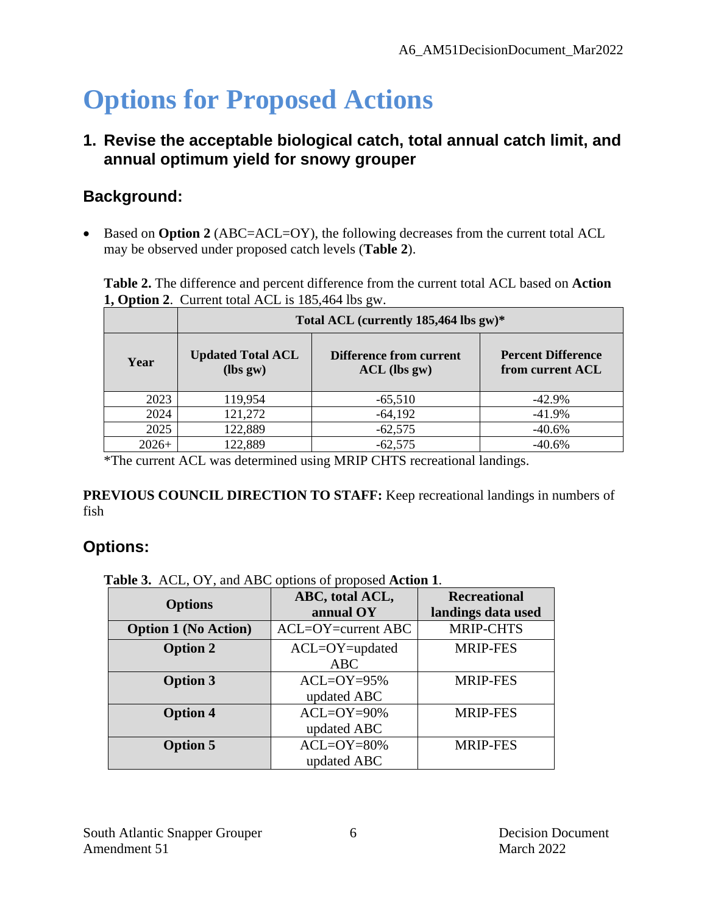# Options for Proposed Actions

## 1. Revise the acceptable biological catch, total annual catch limit, and annual optimum yield for snowy grouper

### Background:

- Based on **Option 2** (ABC=ACL=OY), the following decreases from the current total ACL may be observed under proposed catch levels (**Table 2**).

**Table 2.** The difference and percent difference from the current total ACL based on **Action 1, Option 2**. Current total ACL is 185,464 lbs gw.

| | Total ACL (currently 185,464 lbs gw)* | | |
|---|---|---|---|
| **Year** | **Updated Total ACL (lbs gw)** | **Difference from current ACL (lbs gw)** | **Percent Difference from current ACL** |
| 2023 | 119,954 | -65,510 | -42.9% |
| 2024 | 121,272 | -64,192 | -41.9% |
| 2025 | 122,889 | -62,575 | -40.6% |
| 2026+ | 122,889 | -62,575 | -40.6% |

*The current ACL was determined using MRIP CHTS recreational landings.

**PREVIOUS COUNCIL DIRECTION TO STAFF:** Keep recreational landings in numbers of fish

### Options:

**Table 3.** ACL, OY, and ABC options of proposed **Action 1**.

| Options | ABC, total ACL, annual OY | Recreational landings data used |
|---|---|---|
| **Option 1 (No Action)** | ACL=OY=current ABC | MRIP-CHTS |
| **Option 2** | ACL=OY=updated ABC | MRIP-FES |
| **Option 3** | ACL=OY=95% updated ABC | MRIP-FES |
| **Option 4** | ACL=OY=90% updated ABC | MRIP-FES |
| **Option 5** | ACL=OY=80% updated ABC | MRIP-FES |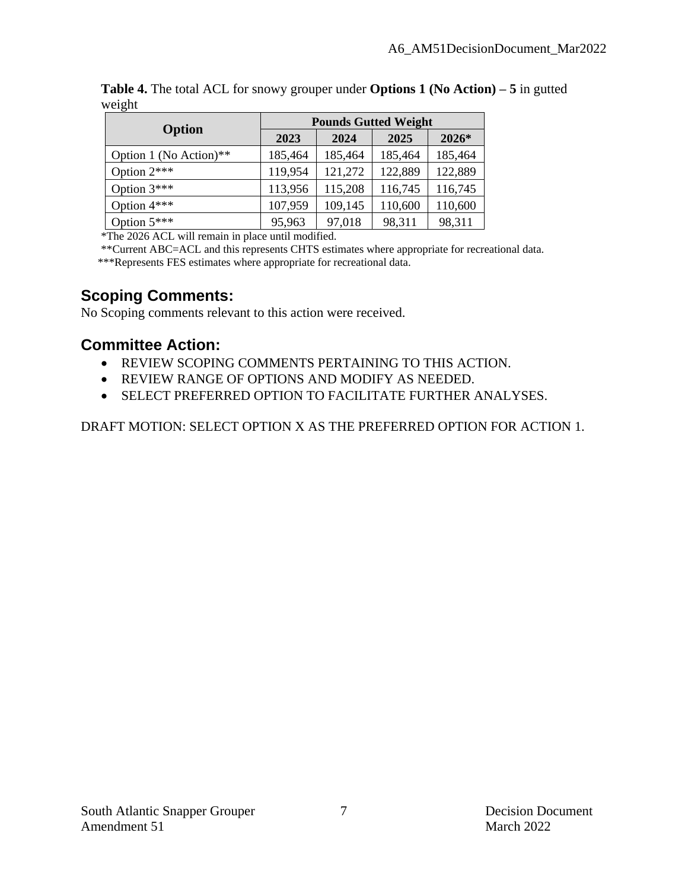**Table 4.** The total ACL for snowy grouper under **Options 1 (No Action) – 5** in gutted weight

| Option | Pounds Gutted Weight | | | |
|---|---|---|---|---|
| | **2023** | **2024** | **2025** | **2026*** |
| Option 1 (No Action)** | 185,464 | 185,464 | 185,464 | 185,464 |
| Option 2*** | 119,954 | 121,272 | 122,889 | 122,889 |
| Option 3*** | 113,956 | 115,208 | 116,745 | 116,745 |
| Option 4*** | 107,959 | 109,145 | 110,600 | 110,600 |
| Option 5*** | 95,963 | 97,018 | 98,311 | 98,311 |

*The 2026 ACL will remain in place until modified.
**Current ABC=ACL and this represents CHTS estimates where appropriate for recreational data.
***Represents FES estimates where appropriate for recreational data.

## Scoping Comments:

No Scoping comments relevant to this action were received.

## Committee Action:

- REVIEW SCOPING COMMENTS PERTAINING TO THIS ACTION.
- REVIEW RANGE OF OPTIONS AND MODIFY AS NEEDED.
- SELECT PREFERRED OPTION TO FACILITATE FURTHER ANALYSES.

DRAFT MOTION: SELECT OPTION X AS THE PREFERRED OPTION FOR ACTION 1.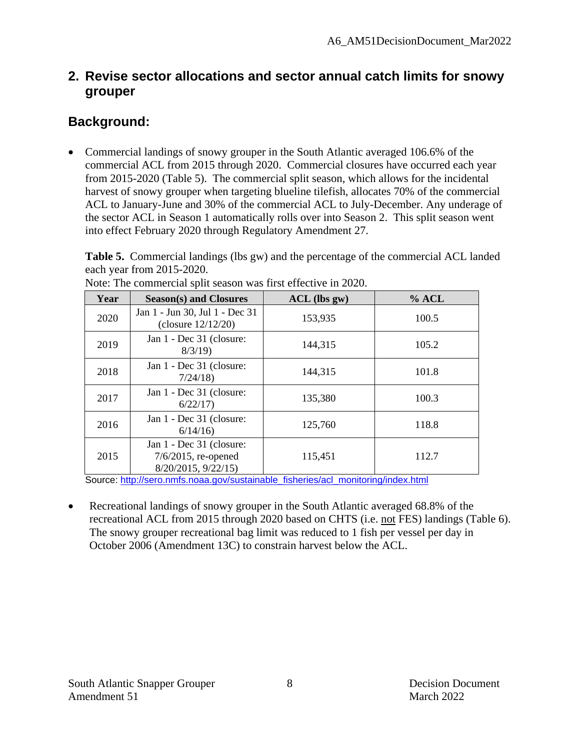## 2. Revise sector allocations and sector annual catch limits for snowy grouper

## Background:

- Commercial landings of snowy grouper in the South Atlantic averaged 106.6% of the commercial ACL from 2015 through 2020. Commercial closures have occurred each year from 2015-2020 (Table 5). The commercial split season, which allows for the incidental harvest of snowy grouper when targeting blueline tilefish, allocates 70% of the commercial ACL to January-June and 30% of the commercial ACL to July-December. Any underage of the sector ACL in Season 1 automatically rolls over into Season 2. This split season went into effect February 2020 through Regulatory Amendment 27.

**Table 5.** Commercial landings (lbs gw) and the percentage of the commercial ACL landed each year from 2015-2020.
Note: The commercial split season was first effective in 2020.

| Year | Season(s) and Closures | ACL (lbs gw) | % ACL |
|---|---|---|---|
| 2020 | Jan 1 - Jun 30, Jul 1 - Dec 31 (closure 12/12/20) | 153,935 | 100.5 |
| 2019 | Jan 1 - Dec 31 (closure: 8/3/19) | 144,315 | 105.2 |
| 2018 | Jan 1 - Dec 31 (closure: 7/24/18) | 144,315 | 101.8 |
| 2017 | Jan 1 - Dec 31 (closure: 6/22/17) | 135,380 | 100.3 |
| 2016 | Jan 1 - Dec 31 (closure: 6/14/16) | 125,760 | 118.8 |
| 2015 | Jan 1 - Dec 31 (closure: 7/6/2015, re-opened 8/20/2015, 9/22/15) | 115,451 | 112.7 |

Source: http://sero.nmfs.noaa.gov/sustainable_fisheries/acl_monitoring/index.html

- Recreational landings of snowy grouper in the South Atlantic averaged 68.8% of the recreational ACL from 2015 through 2020 based on CHTS (i.e. not FES) landings (Table 6). The snowy grouper recreational bag limit was reduced to 1 fish per vessel per day in October 2006 (Amendment 13C) to constrain harvest below the ACL.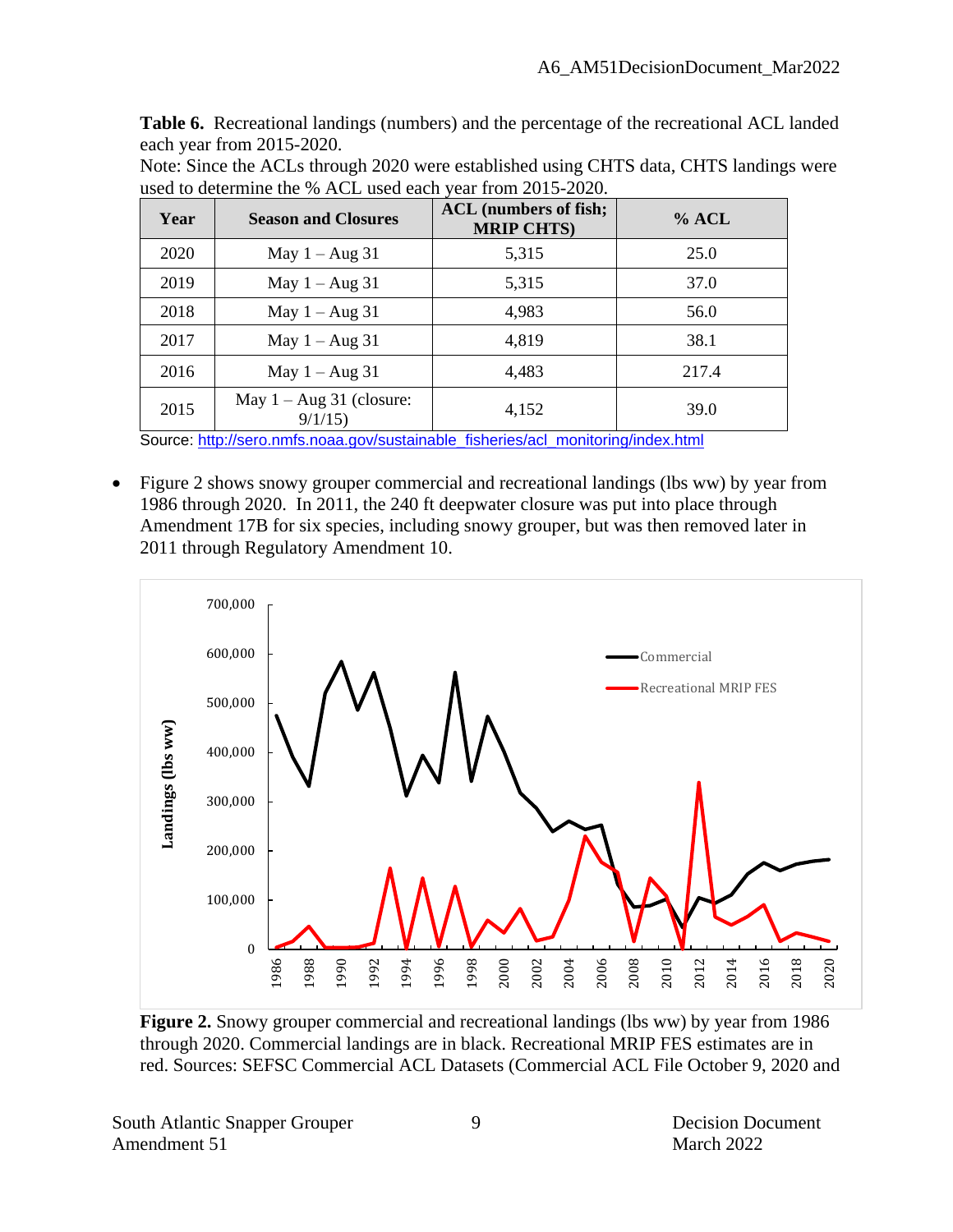**Table 6.** Recreational landings (numbers) and the percentage of the recreational ACL landed each year from 2015-2020.
Note: Since the ACLs through 2020 were established using CHTS data, CHTS landings were used to determine the % ACL used each year from 2015-2020.

| Year | Season and Closures | ACL (numbers of fish; MRIP CHTS) | % ACL |
|---|---|---|---|
| 2020 | May 1 – Aug 31 | 5,315 | 25.0 |
| 2019 | May 1 – Aug 31 | 5,315 | 37.0 |
| 2018 | May 1 – Aug 31 | 4,983 | 56.0 |
| 2017 | May 1 – Aug 31 | 4,819 | 38.1 |
| 2016 | May 1 – Aug 31 | 4,483 | 217.4 |
| 2015 | May 1 – Aug 31 (closure: 9/1/15) | 4,152 | 39.0 |

Source: http://sero.nmfs.noaa.gov/sustainable_fisheries/acl_monitoring/index.html

- Figure 2 shows snowy grouper commercial and recreational landings (lbs ww) by year from 1986 through 2020. In 2011, the 240 ft deepwater closure was put into place through Amendment 17B for six species, including snowy grouper, but was then removed later in 2011 through Regulatory Amendment 10.

**Figure 2.** Snowy grouper commercial and recreational landings (lbs ww) by year from 1986 through 2020. Commercial landings are in black. Recreational MRIP FES estimates are in red. Sources: SEFSC Commercial ACL Datasets (Commercial ACL File October 9, 2020 and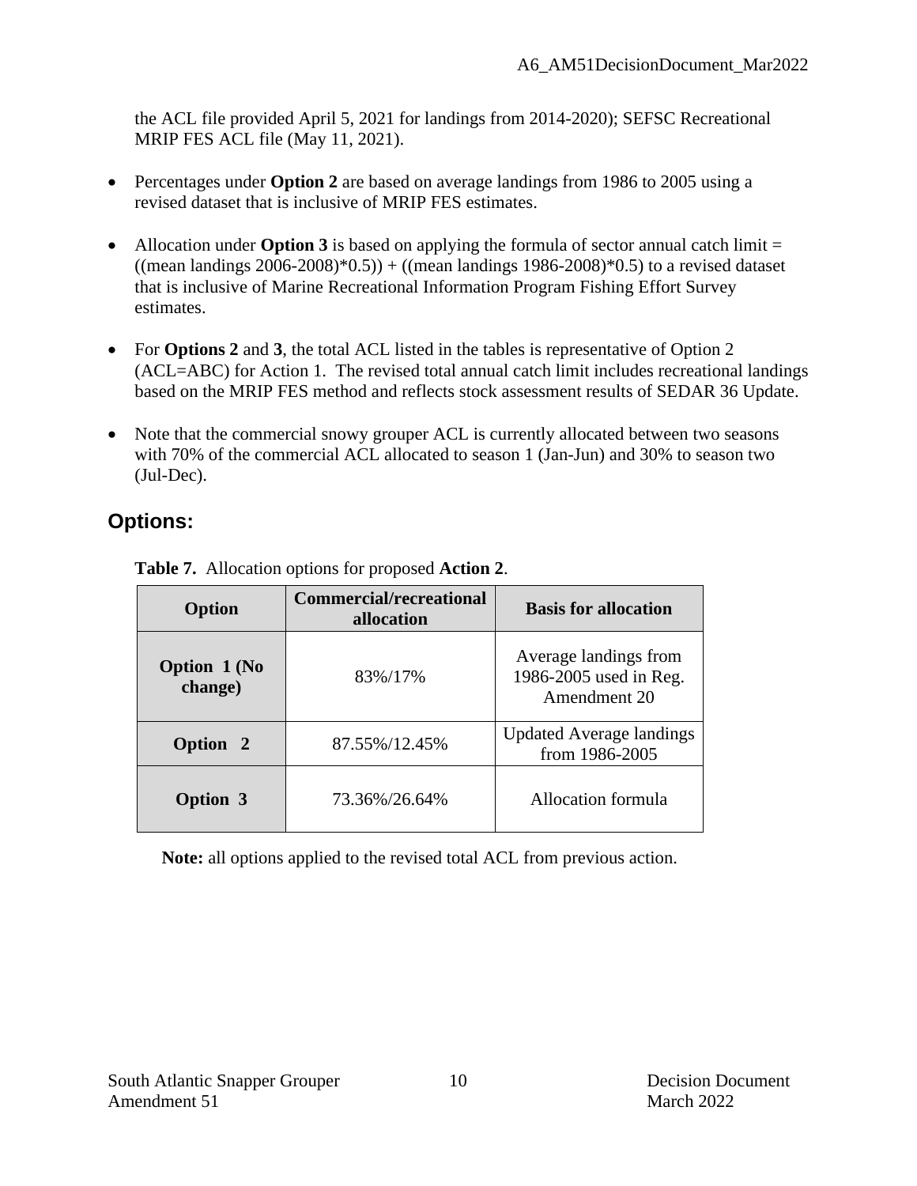the ACL file provided April 5, 2021 for landings from 2014-2020); SEFSC Recreational MRIP FES ACL file (May 11, 2021).

- Percentages under **Option 2** are based on average landings from 1986 to 2005 using a revised dataset that is inclusive of MRIP FES estimates.

- Allocation under **Option 3** is based on applying the formula of sector annual catch limit = ((mean landings 2006-2008)*0.5)) + ((mean landings 1986-2008)*0.5) to a revised dataset that is inclusive of Marine Recreational Information Program Fishing Effort Survey estimates.

- For **Options 2** and **3**, the total ACL listed in the tables is representative of Option 2 (ACL=ABC) for Action 1. The revised total annual catch limit includes recreational landings based on the MRIP FES method and reflects stock assessment results of SEDAR 36 Update.

- Note that the commercial snowy grouper ACL is currently allocated between two seasons with 70% of the commercial ACL allocated to season 1 (Jan-Jun) and 30% to season two (Jul-Dec).

## Options:

**Table 7.** Allocation options for proposed **Action 2**.

| Option | Commercial/recreational allocation | Basis for allocation |
|---|---|---|
| **Option 1 (No change)** | 83%/17% | Average landings from 1986-2005 used in Reg. Amendment 20 |
| **Option 2** | 87.55%/12.45% | Updated Average landings from 1986-2005 |
| **Option 3** | 73.36%/26.64% | Allocation formula |

**Note:** all options applied to the revised total ACL from previous action.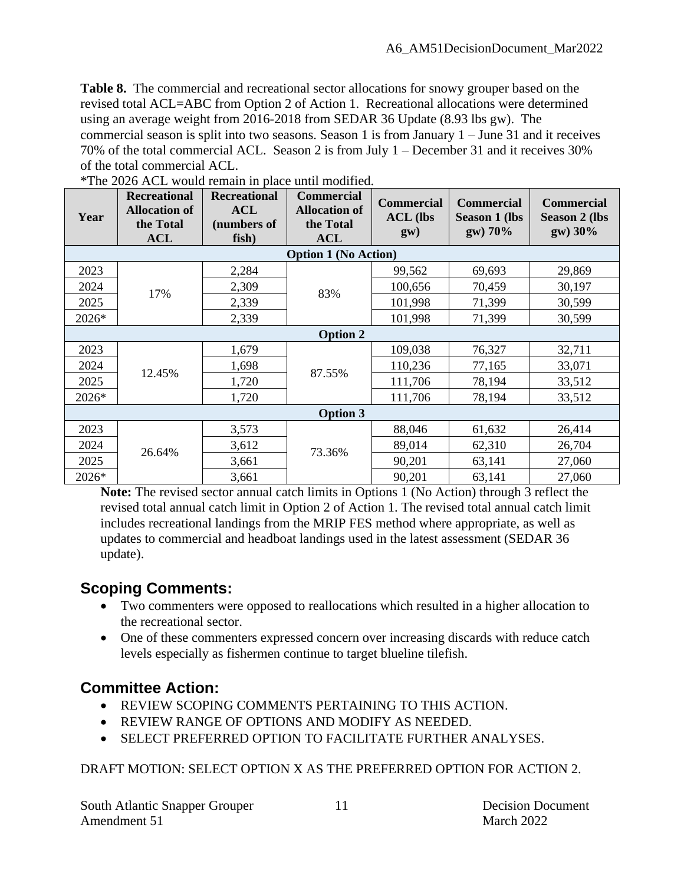**Table 8.** The commercial and recreational sector allocations for snowy grouper based on the revised total ACL=ABC from Option 2 of Action 1. Recreational allocations were determined using an average weight from 2016-2018 from SEDAR 36 Update (8.93 lbs gw). The commercial season is split into two seasons. Season 1 is from January 1 – June 31 and it receives 70% of the total commercial ACL. Season 2 is from July 1 – December 31 and it receives 30% of the total commercial ACL.

*The 2026 ACL would remain in place until modified.

| Year | Recreational Allocation of the Total ACL | Recreational ACL (numbers of fish) | Commercial Allocation of the Total ACL | Commercial ACL (lbs gw) | Commercial Season 1 (lbs gw) 70% | Commercial Season 2 (lbs gw) 30% |
|---|---|---|---|---|---|---|
| **Option 1 (No Action)** | | | | | | |
| 2023 | 17% | 2,284 | 83% | 99,562 | 69,693 | 29,869 |
| 2024 | | 2,309 | | 100,656 | 70,459 | 30,197 |
| 2025 | | 2,339 | | 101,998 | 71,399 | 30,599 |
| 2026* | | 2,339 | | 101,998 | 71,399 | 30,599 |
| **Option 2** | | | | | | |
| 2023 | 12.45% | 1,679 | 87.55% | 109,038 | 76,327 | 32,711 |
| 2024 | | 1,698 | | 110,236 | 77,165 | 33,071 |
| 2025 | | 1,720 | | 111,706 | 78,194 | 33,512 |
| 2026* | | 1,720 | | 111,706 | 78,194 | 33,512 |
| **Option 3** | | | | | | |
| 2023 | 26.64% | 3,573 | 73.36% | 88,046 | 61,632 | 26,414 |
| 2024 | | 3,612 | | 89,014 | 62,310 | 26,704 |
| 2025 | | 3,661 | | 90,201 | 63,141 | 27,060 |
| 2026* | | 3,661 | | 90,201 | 63,141 | 27,060 |

**Note:** The revised sector annual catch limits in Options 1 (No Action) through 3 reflect the revised total annual catch limit in Option 2 of Action 1. The revised total annual catch limit includes recreational landings from the MRIP FES method where appropriate, as well as updates to commercial and headboat landings used in the latest assessment (SEDAR 36 update).

## Scoping Comments:

- Two commenters were opposed to reallocations which resulted in a higher allocation to the recreational sector.
- One of these commenters expressed concern over increasing discards with reduce catch levels especially as fishermen continue to target blueline tilefish.

## Committee Action:

- REVIEW SCOPING COMMENTS PERTAINING TO THIS ACTION.
- REVIEW RANGE OF OPTIONS AND MODIFY AS NEEDED.
- SELECT PREFERRED OPTION TO FACILITATE FURTHER ANALYSES.

DRAFT MOTION: SELECT OPTION X AS THE PREFERRED OPTION FOR ACTION 2.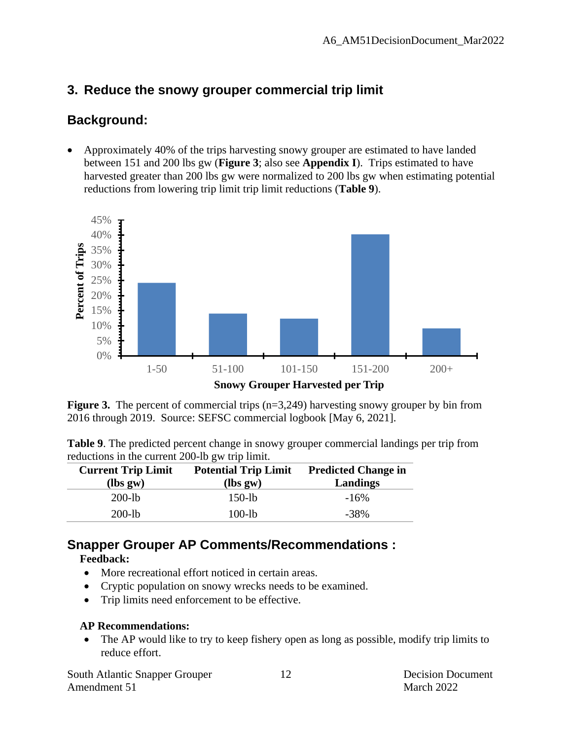## 3. Reduce the snowy grouper commercial trip limit

## Background:

- Approximately 40% of the trips harvesting snowy grouper are estimated to have landed between 151 and 200 lbs gw (**Figure 3**; also see **Appendix I**). Trips estimated to have harvested greater than 200 lbs gw were normalized to 200 lbs gw when estimating potential reductions from lowering trip limit trip limit reductions (**Table 9**).

**Figure 3.** The percent of commercial trips (n=3,249) harvesting snowy grouper by bin from 2016 through 2019. Source: SEFSC commercial logbook [May 6, 2021].

**Table 9**. The predicted percent change in snowy grouper commercial landings per trip from reductions in the current 200-lb gw trip limit.

| Current Trip Limit (lbs gw) | Potential Trip Limit (lbs gw) | Predicted Change in Landings |
|---|---|---|
| 200-lb | 150-lb | -16% |
| 200-lb | 100-lb | -38% |

## Snapper Grouper AP Comments/Recommendations :

**Feedback:**

- More recreational effort noticed in certain areas.
- Cryptic population on snowy wrecks needs to be examined.
- Trip limits need enforcement to be effective.

**AP Recommendations:**

- The AP would like to try to keep fishery open as long as possible, modify trip limits to reduce effort.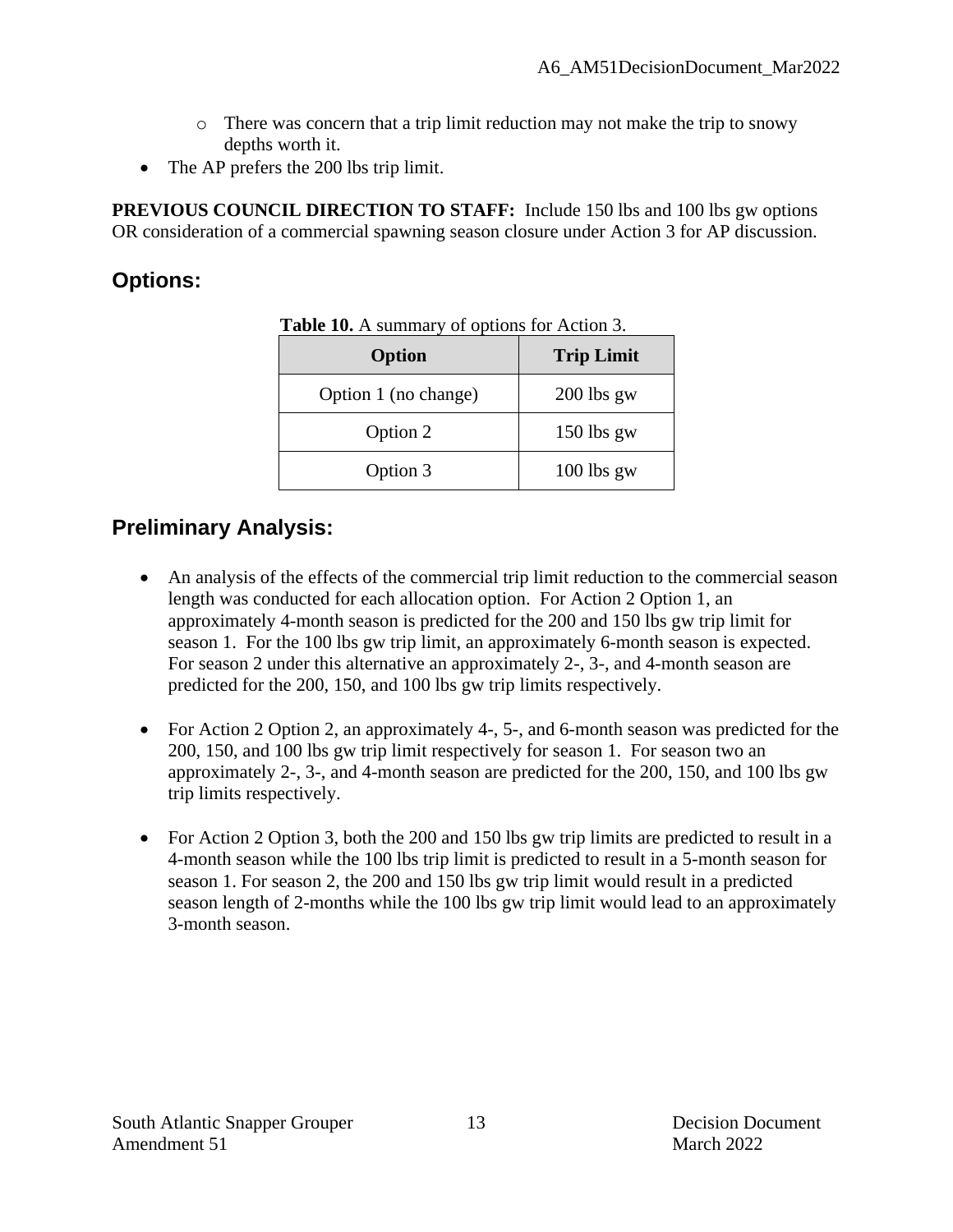- There was concern that a trip limit reduction may not make the trip to snowy depths worth it.
- The AP prefers the 200 lbs trip limit.

**PREVIOUS COUNCIL DIRECTION TO STAFF:** Include 150 lbs and 100 lbs gw options OR consideration of a commercial spawning season closure under Action 3 for AP discussion.

## Options:

**Table 10.** A summary of options for Action 3.

| Option | Trip Limit |
|---|---|
| Option 1 (no change) | 200 lbs gw |
| Option 2 | 150 lbs gw |
| Option 3 | 100 lbs gw |

## Preliminary Analysis:

- An analysis of the effects of the commercial trip limit reduction to the commercial season length was conducted for each allocation option. For Action 2 Option 1, an approximately 4-month season is predicted for the 200 and 150 lbs gw trip limit for season 1. For the 100 lbs gw trip limit, an approximately 6-month season is expected. For season 2 under this alternative an approximately 2-, 3-, and 4-month season are predicted for the 200, 150, and 100 lbs gw trip limits respectively.

- For Action 2 Option 2, an approximately 4-, 5-, and 6-month season was predicted for the 200, 150, and 100 lbs gw trip limit respectively for season 1. For season two an approximately 2-, 3-, and 4-month season are predicted for the 200, 150, and 100 lbs gw trip limits respectively.

- For Action 2 Option 3, both the 200 and 150 lbs gw trip limits are predicted to result in a 4-month season while the 100 lbs trip limit is predicted to result in a 5-month season for season 1. For season 2, the 200 and 150 lbs gw trip limit would result in a predicted season length of 2-months while the 100 lbs gw trip limit would lead to an approximately 3-month season.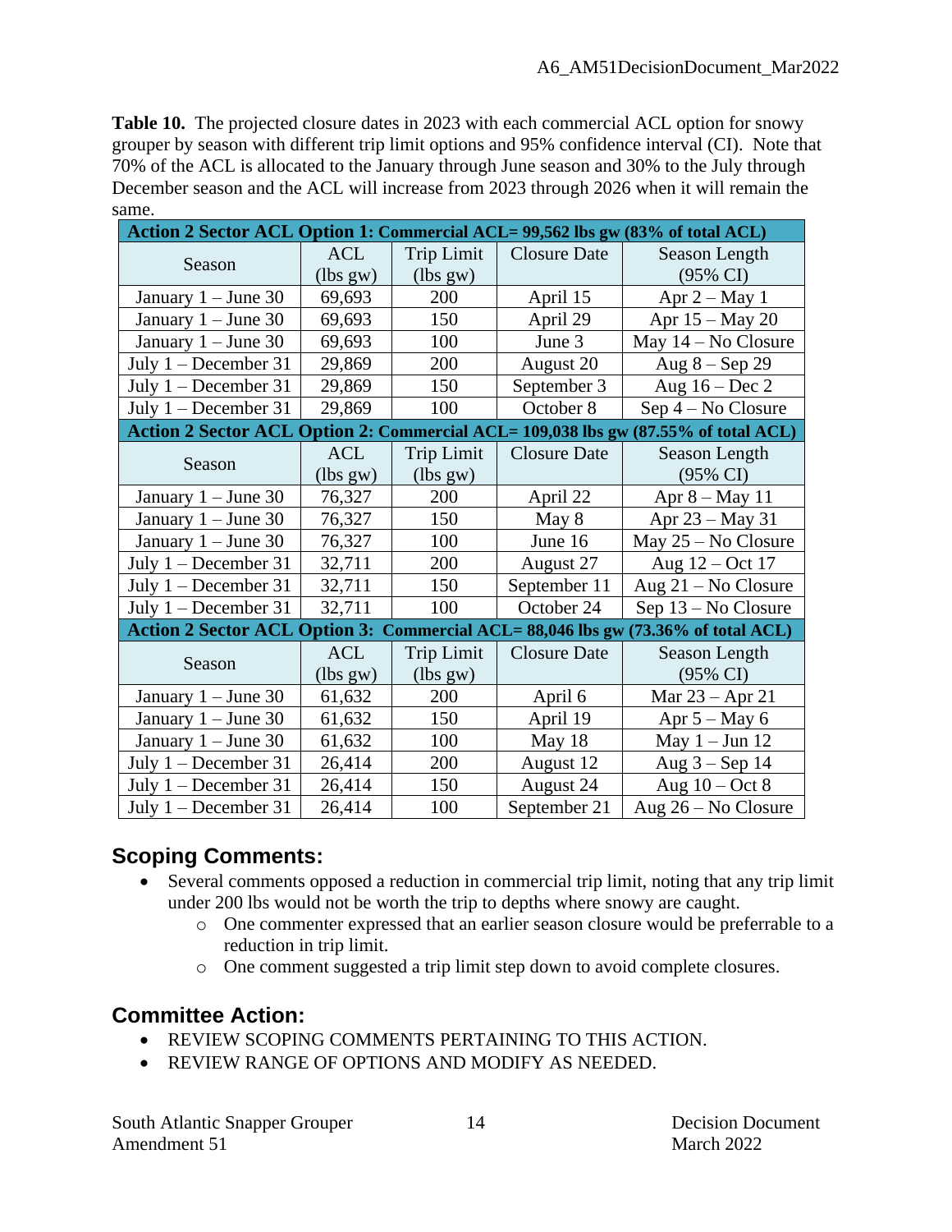**Table 10.** The projected closure dates in 2023 with each commercial ACL option for snowy grouper by season with different trip limit options and 95% confidence interval (CI). Note that 70% of the ACL is allocated to the January through June season and 30% to the July through December season and the ACL will increase from 2023 through 2026 when it will remain the same.

| **Action 2 Sector ACL Option 1: Commercial ACL= 99,562 lbs gw (83% of total ACL)** | | | | |
|---|---|---|---|---|
| Season | ACL (lbs gw) | Trip Limit (lbs gw) | Closure Date | Season Length (95% CI) |
| January 1 – June 30 | 69,693 | 200 | April 15 | Apr 2 – May 1 |
| January 1 – June 30 | 69,693 | 150 | April 29 | Apr 15 – May 20 |
| January 1 – June 30 | 69,693 | 100 | June 3 | May 14 – No Closure |
| July 1 – December 31 | 29,869 | 200 | August 20 | Aug 8 – Sep 29 |
| July 1 – December 31 | 29,869 | 150 | September 3 | Aug 16 – Dec 2 |
| July 1 – December 31 | 29,869 | 100 | October 8 | Sep 4 – No Closure |
| **Action 2 Sector ACL Option 2: Commercial ACL= 109,038 lbs gw (87.55% of total ACL)** | | | | |
| Season | ACL (lbs gw) | Trip Limit (lbs gw) | Closure Date | Season Length (95% CI) |
| January 1 – June 30 | 76,327 | 200 | April 22 | Apr 8 – May 11 |
| January 1 – June 30 | 76,327 | 150 | May 8 | Apr 23 – May 31 |
| January 1 – June 30 | 76,327 | 100 | June 16 | May 25 – No Closure |
| July 1 – December 31 | 32,711 | 200 | August 27 | Aug 12 – Oct 17 |
| July 1 – December 31 | 32,711 | 150 | September 11 | Aug 21 – No Closure |
| July 1 – December 31 | 32,711 | 100 | October 24 | Sep 13 – No Closure |
| **Action 2 Sector ACL Option 3: Commercial ACL= 88,046 lbs gw (73.36% of total ACL)** | | | | |
| Season | ACL (lbs gw) | Trip Limit (lbs gw) | Closure Date | Season Length (95% CI) |
| January 1 – June 30 | 61,632 | 200 | April 6 | Mar 23 – Apr 21 |
| January 1 – June 30 | 61,632 | 150 | April 19 | Apr 5 – May 6 |
| January 1 – June 30 | 61,632 | 100 | May 18 | May 1 – Jun 12 |
| July 1 – December 31 | 26,414 | 200 | August 12 | Aug 3 – Sep 14 |
| July 1 – December 31 | 26,414 | 150 | August 24 | Aug 10 – Oct 8 |
| July 1 – December 31 | 26,414 | 100 | September 21 | Aug 26 – No Closure |

## Scoping Comments:

- Several comments opposed a reduction in commercial trip limit, noting that any trip limit under 200 lbs would not be worth the trip to depths where snowy are caught.
  - One commenter expressed that an earlier season closure would be preferrable to a reduction in trip limit.
  - One comment suggested a trip limit step down to avoid complete closures.

## Committee Action:

- REVIEW SCOPING COMMENTS PERTAINING TO THIS ACTION.
- REVIEW RANGE OF OPTIONS AND MODIFY AS NEEDED.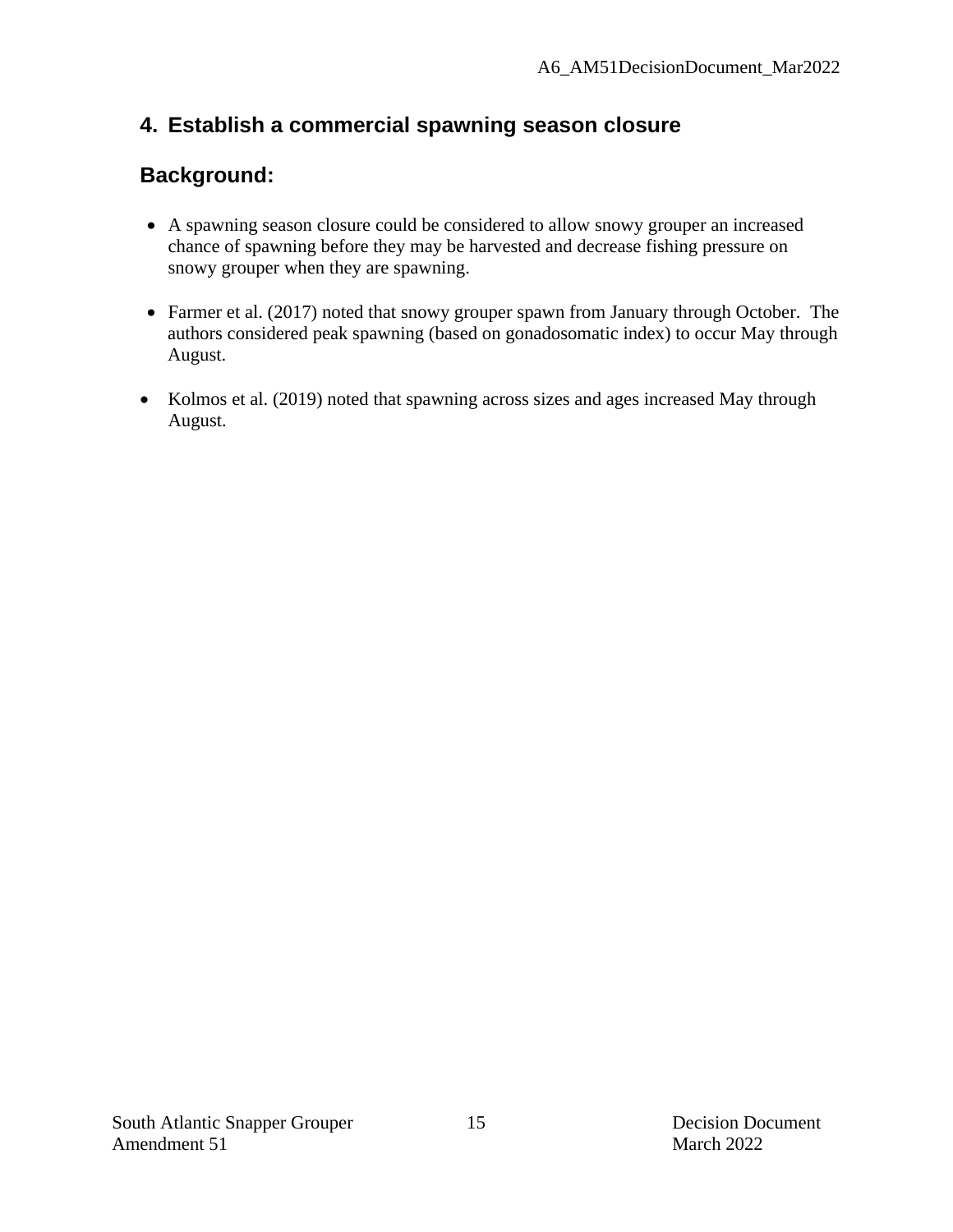## 4. Establish a commercial spawning season closure

### Background:

- A spawning season closure could be considered to allow snowy grouper an increased chance of spawning before they may be harvested and decrease fishing pressure on snowy grouper when they are spawning.

- Farmer et al. (2017) noted that snowy grouper spawn from January through October. The authors considered peak spawning (based on gonadosomatic index) to occur May through August.

- Kolmos et al. (2019) noted that spawning across sizes and ages increased May through August.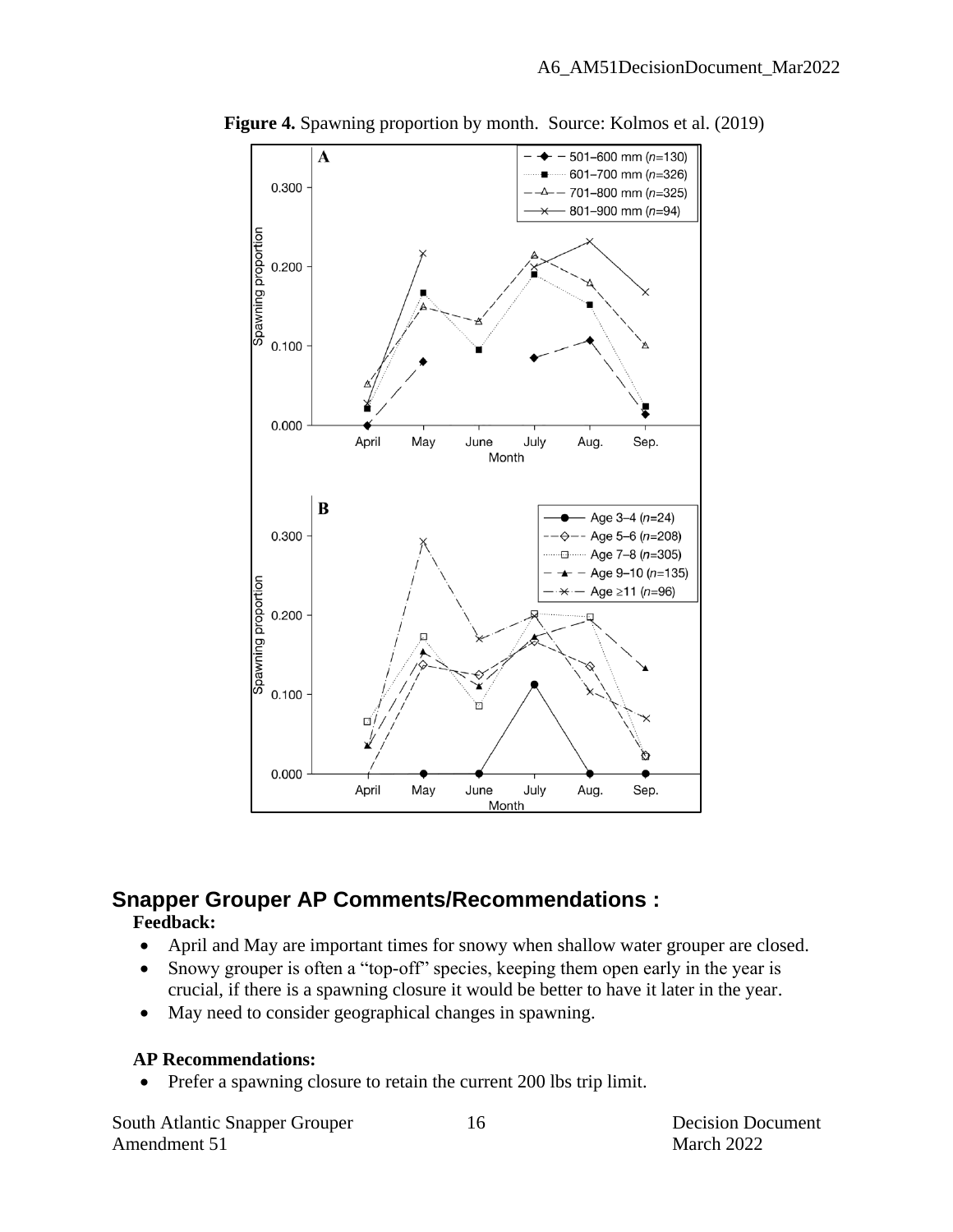**Figure 4.** Spawning proportion by month. Source: Kolmos et al. (2019)

## Snapper Grouper AP Comments/Recommendations :

**Feedback:**

- April and May are important times for snowy when shallow water grouper are closed.
- Snowy grouper is often a "top-off" species, keeping them open early in the year is crucial, if there is a spawning closure it would be better to have it later in the year.
- May need to consider geographical changes in spawning.

**AP Recommendations:**

- Prefer a spawning closure to retain the current 200 lbs trip limit.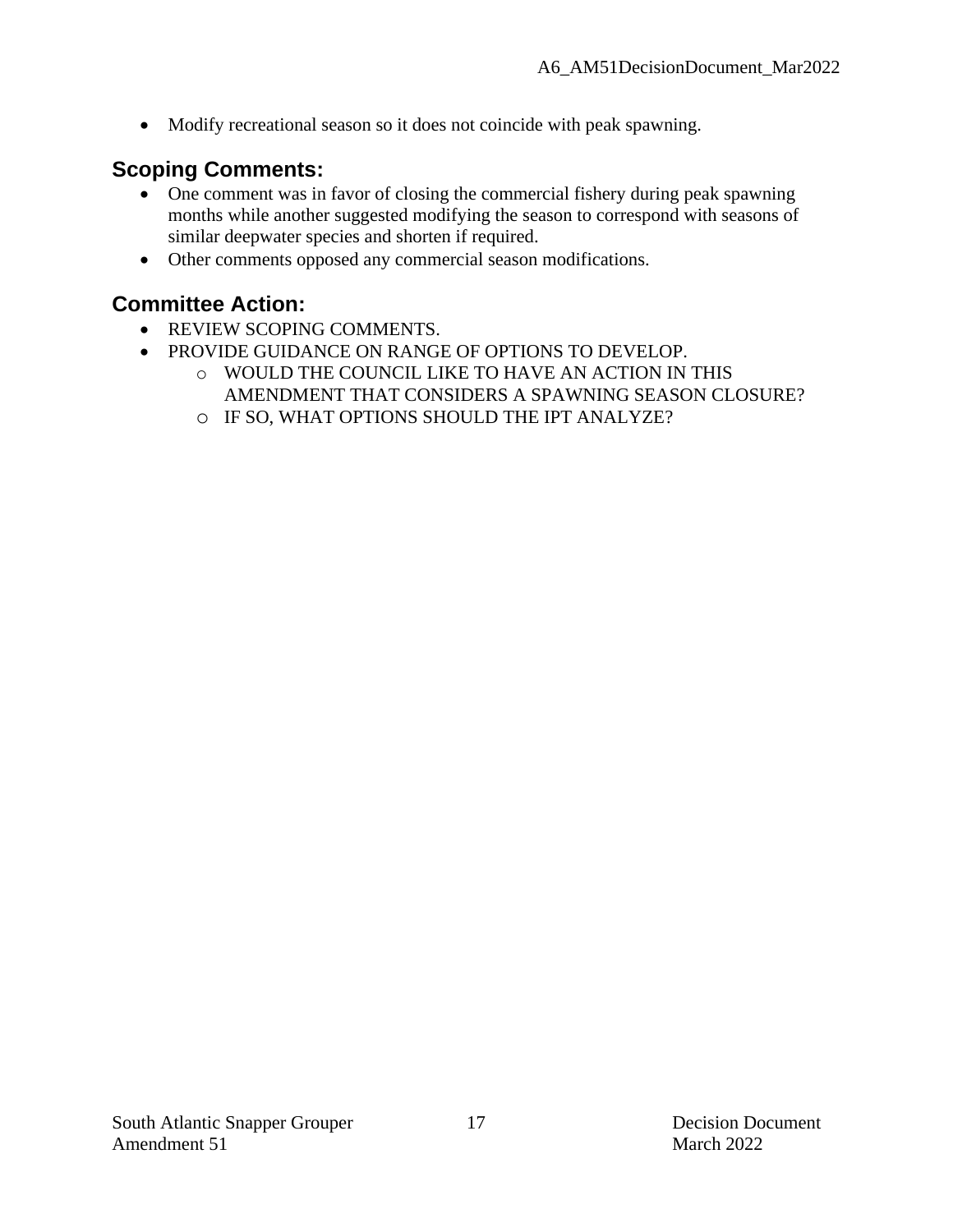- Modify recreational season so it does not coincide with peak spawning.

## Scoping Comments:

- One comment was in favor of closing the commercial fishery during peak spawning months while another suggested modifying the season to correspond with seasons of similar deepwater species and shorten if required.
- Other comments opposed any commercial season modifications.

## Committee Action:

- REVIEW SCOPING COMMENTS.
- PROVIDE GUIDANCE ON RANGE OF OPTIONS TO DEVELOP.
  - WOULD THE COUNCIL LIKE TO HAVE AN ACTION IN THIS AMENDMENT THAT CONSIDERS A SPAWNING SEASON CLOSURE?
  - IF SO, WHAT OPTIONS SHOULD THE IPT ANALYZE?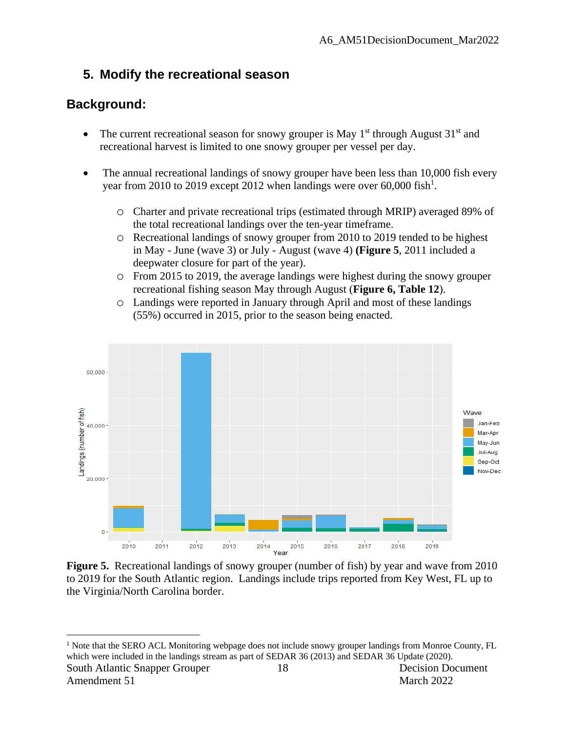## 5. Modify the recreational season

## Background:

- The current recreational season for snowy grouper is May 1st through August 31st and recreational harvest is limited to one snowy grouper per vessel per day.

- The annual recreational landings of snowy grouper have been less than 10,000 fish every year from 2010 to 2019 except 2012 when landings were over 60,000 fish[1].
  - Charter and private recreational trips (estimated through MRIP) averaged 89% of the total recreational landings over the ten-year timeframe.
  - Recreational landings of snowy grouper from 2010 to 2019 tended to be highest in May - June (wave 3) or July - August (wave 4) **(Figure 5**, 2011 included a deepwater closure for part of the year).
  - From 2015 to 2019, the average landings were highest during the snowy grouper recreational fishing season May through August (**Figure 6, Table 12**).
  - Landings were reported in January through April and most of these landings (55%) occurred in 2015, prior to the season being enacted.

**Figure 5.** Recreational landings of snowy grouper (number of fish) by year and wave from 2010 to 2019 for the South Atlantic region. Landings include trips reported from Key West, FL up to the Virginia/North Carolina border.

[1] Note that the SERO ACL Monitoring webpage does not include snowy grouper landings from Monroe County, FL which were included in the landings stream as part of SEDAR 36 (2013) and SEDAR 36 Update (2020).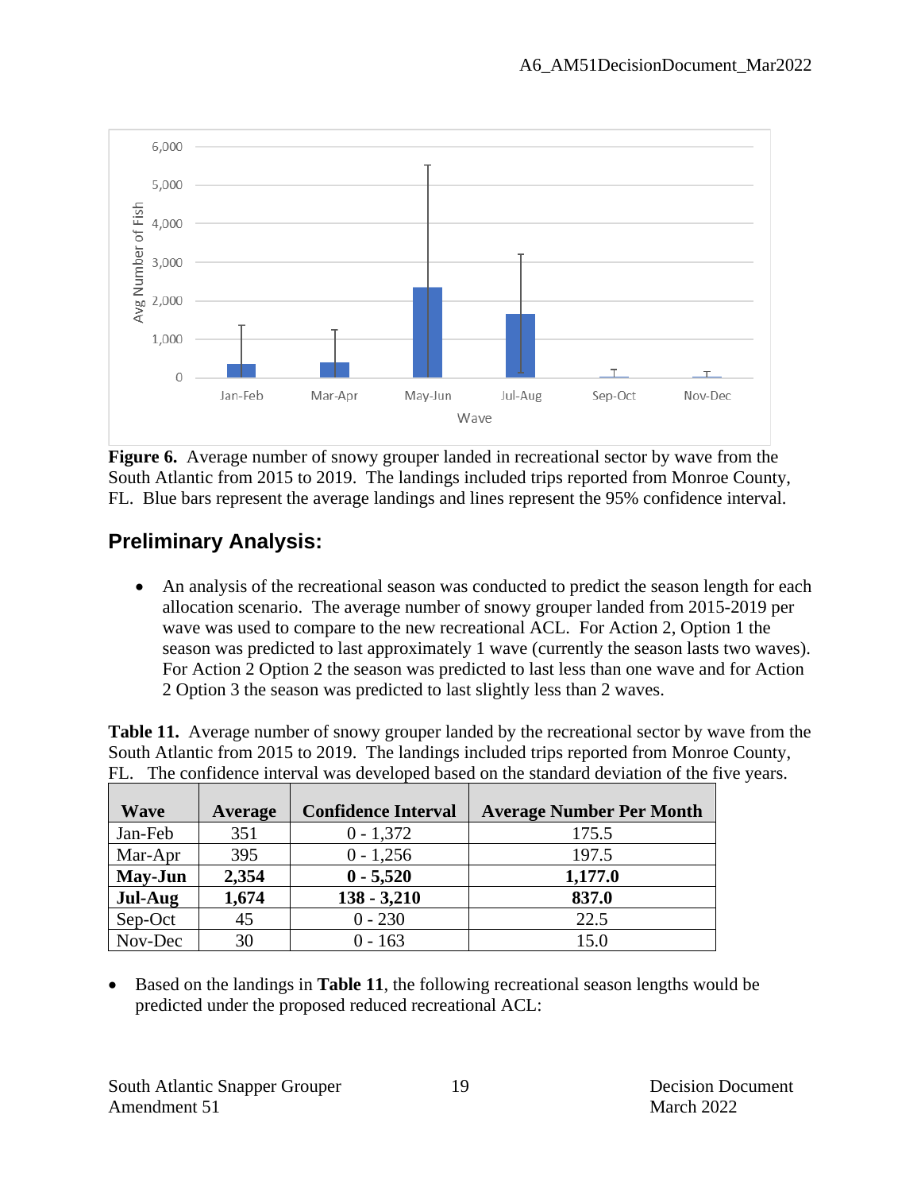**Figure 6.** Average number of snowy grouper landed in recreational sector by wave from the South Atlantic from 2015 to 2019. The landings included trips reported from Monroe County, FL. Blue bars represent the average landings and lines represent the 95% confidence interval.

## Preliminary Analysis:

- An analysis of the recreational season was conducted to predict the season length for each allocation scenario. The average number of snowy grouper landed from 2015-2019 per wave was used to compare to the new recreational ACL. For Action 2, Option 1 the season was predicted to last approximately 1 wave (currently the season lasts two waves). For Action 2 Option 2 the season was predicted to last less than one wave and for Action 2 Option 3 the season was predicted to last slightly less than 2 waves.

**Table 11.** Average number of snowy grouper landed by the recreational sector by wave from the South Atlantic from 2015 to 2019. The landings included trips reported from Monroe County, FL. The confidence interval was developed based on the standard deviation of the five years.

| Wave | Average | Confidence Interval | Average Number Per Month |
|---|---|---|---|
| Jan-Feb | 351 | 0 - 1,372 | 175.5 |
| Mar-Apr | 395 | 0 - 1,256 | 197.5 |
| **May-Jun** | **2,354** | **0 - 5,520** | **1,177.0** |
| **Jul-Aug** | **1,674** | **138 - 3,210** | **837.0** |
| Sep-Oct | 45 | 0 - 230 | 22.5 |
| Nov-Dec | 30 | 0 - 163 | 15.0 |

- Based on the landings in **Table 11**, the following recreational season lengths would be predicted under the proposed reduced recreational ACL: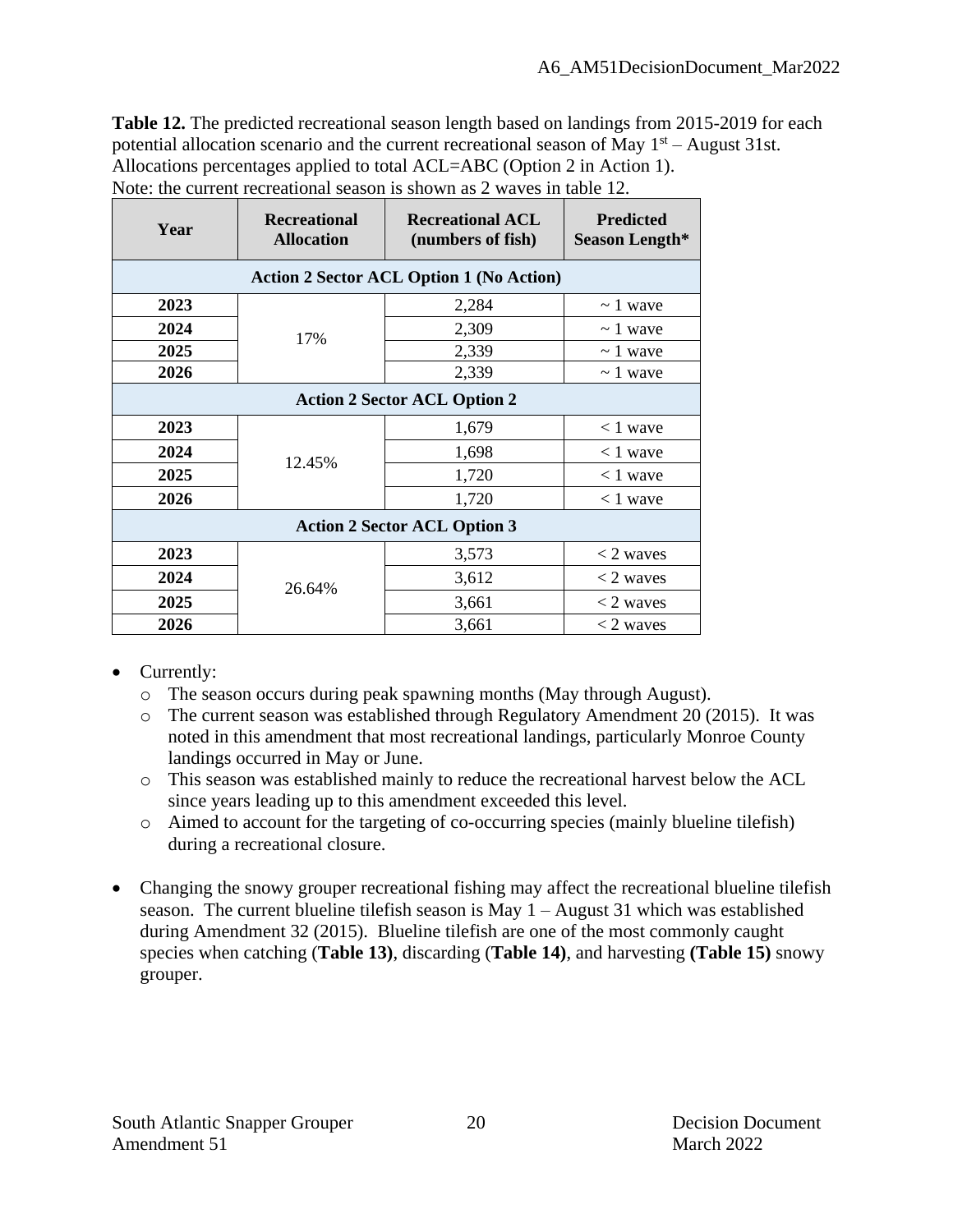**Table 12.** The predicted recreational season length based on landings from 2015-2019 for each potential allocation scenario and the current recreational season of May 1st – August 31st. Allocations percentages applied to total ACL=ABC (Option 2 in Action 1).
Note: the current recreational season is shown as 2 waves in table 12.

| Year | Recreational Allocation | Recreational ACL (numbers of fish) | Predicted Season Length* |
|---|---|---|---|
| **Action 2 Sector ACL Option 1 (No Action)** | | | |
| **2023** | 17% | 2,284 | ~ 1 wave |
| **2024** | | 2,309 | ~ 1 wave |
| **2025** | | 2,339 | ~ 1 wave |
| **2026** | | 2,339 | ~ 1 wave |
| **Action 2 Sector ACL Option 2** | | | |
| **2023** | 12.45% | 1,679 | < 1 wave |
| **2024** | | 1,698 | < 1 wave |
| **2025** | | 1,720 | < 1 wave |
| **2026** | | 1,720 | < 1 wave |
| **Action 2 Sector ACL Option 3** | | | |
| **2023** | 26.64% | 3,573 | < 2 waves |
| **2024** | | 3,612 | < 2 waves |
| **2025** | | 3,661 | < 2 waves |
| **2026** | | 3,661 | < 2 waves |

- Currently:
  - The season occurs during peak spawning months (May through August).
  - The current season was established through Regulatory Amendment 20 (2015). It was noted in this amendment that most recreational landings, particularly Monroe County landings occurred in May or June.
  - This season was established mainly to reduce the recreational harvest below the ACL since years leading up to this amendment exceeded this level.
  - Aimed to account for the targeting of co-occurring species (mainly blueline tilefish) during a recreational closure.

- Changing the snowy grouper recreational fishing may affect the recreational blueline tilefish season. The current blueline tilefish season is May 1 – August 31 which was established during Amendment 32 (2015). Blueline tilefish are one of the most commonly caught species when catching (**Table 13)**, discarding (**Table 14)**, and harvesting **(Table 15)** snowy grouper.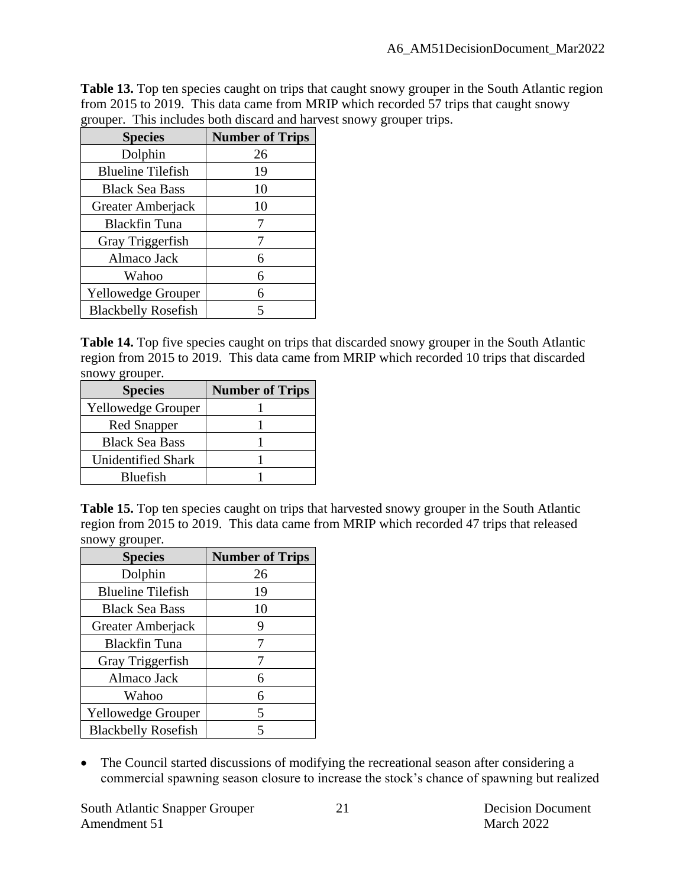**Table 13.** Top ten species caught on trips that caught snowy grouper in the South Atlantic region from 2015 to 2019. This data came from MRIP which recorded 57 trips that caught snowy grouper. This includes both discard and harvest snowy grouper trips.

| Species | Number of Trips |
|---|---|
| Dolphin | 26 |
| Blueline Tilefish | 19 |
| Black Sea Bass | 10 |
| Greater Amberjack | 10 |
| Blackfin Tuna | 7 |
| Gray Triggerfish | 7 |
| Almaco Jack | 6 |
| Wahoo | 6 |
| Yellowedge Grouper | 6 |
| Blackbelly Rosefish | 5 |

**Table 14.** Top five species caught on trips that discarded snowy grouper in the South Atlantic region from 2015 to 2019. This data came from MRIP which recorded 10 trips that discarded snowy grouper.

| Species | Number of Trips |
|---|---|
| Yellowedge Grouper | 1 |
| Red Snapper | 1 |
| Black Sea Bass | 1 |
| Unidentified Shark | 1 |
| Bluefish | 1 |

**Table 15.** Top ten species caught on trips that harvested snowy grouper in the South Atlantic region from 2015 to 2019. This data came from MRIP which recorded 47 trips that released snowy grouper.

| Species | Number of Trips |
|---|---|
| Dolphin | 26 |
| Blueline Tilefish | 19 |
| Black Sea Bass | 10 |
| Greater Amberjack | 9 |
| Blackfin Tuna | 7 |
| Gray Triggerfish | 7 |
| Almaco Jack | 6 |
| Wahoo | 6 |
| Yellowedge Grouper | 5 |
| Blackbelly Rosefish | 5 |

- The Council started discussions of modifying the recreational season after considering a commercial spawning season closure to increase the stock's chance of spawning but realized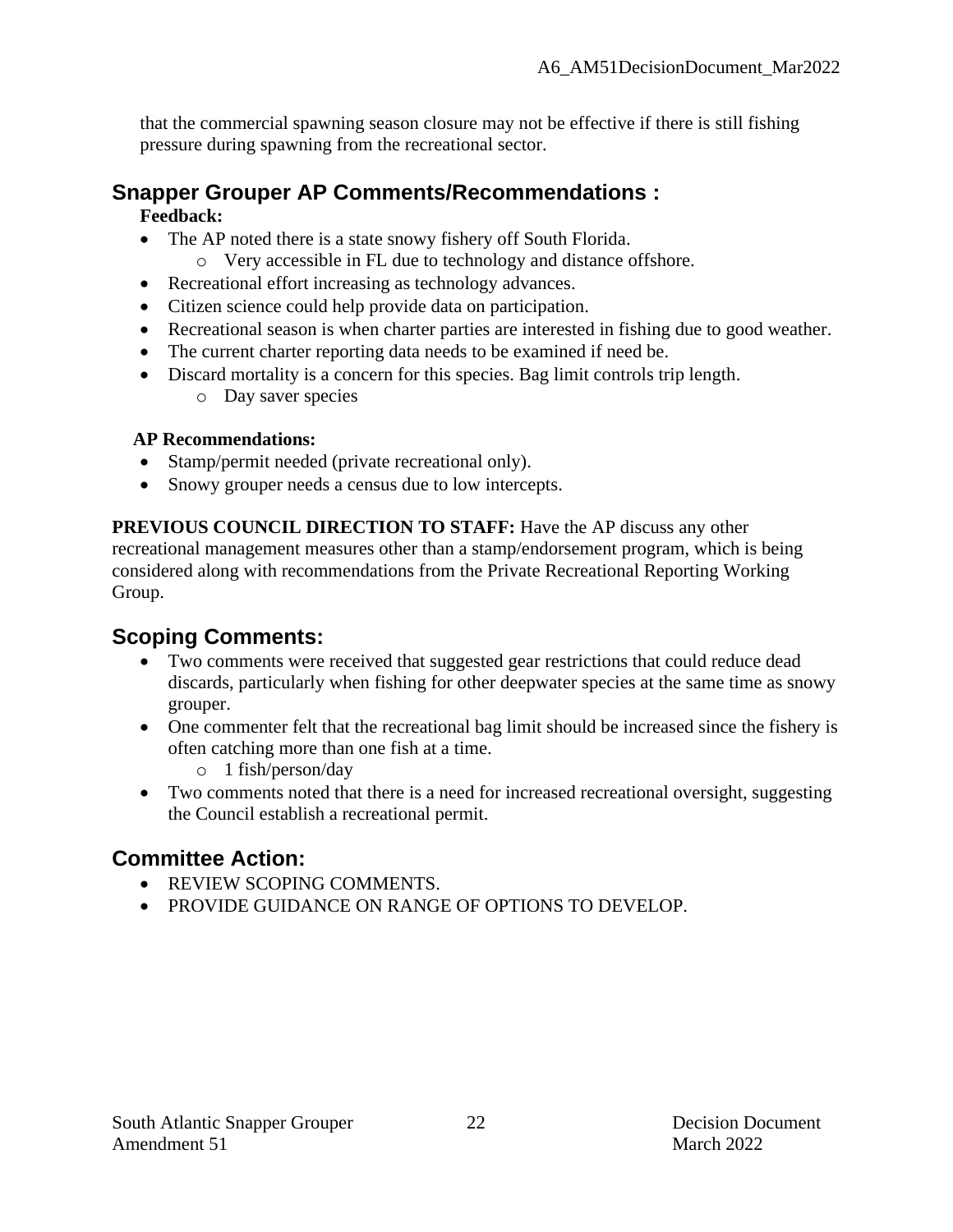that the commercial spawning season closure may not be effective if there is still fishing pressure during spawning from the recreational sector.

## Snapper Grouper AP Comments/Recommendations :

**Feedback:**

- The AP noted there is a state snowy fishery off South Florida.
    - Very accessible in FL due to technology and distance offshore.
- Recreational effort increasing as technology advances.
- Citizen science could help provide data on participation.
- Recreational season is when charter parties are interested in fishing due to good weather.
- The current charter reporting data needs to be examined if need be.
- Discard mortality is a concern for this species. Bag limit controls trip length.
    - Day saver species

**AP Recommendations:**

- Stamp/permit needed (private recreational only).
- Snowy grouper needs a census due to low intercepts.

**PREVIOUS COUNCIL DIRECTION TO STAFF:** Have the AP discuss any other recreational management measures other than a stamp/endorsement program, which is being considered along with recommendations from the Private Recreational Reporting Working Group.

## Scoping Comments:

- Two comments were received that suggested gear restrictions that could reduce dead discards, particularly when fishing for other deepwater species at the same time as snowy grouper.
- One commenter felt that the recreational bag limit should be increased since the fishery is often catching more than one fish at a time.
    - 1 fish/person/day
- Two comments noted that there is a need for increased recreational oversight, suggesting the Council establish a recreational permit.

## Committee Action:

- REVIEW SCOPING COMMENTS.
- PROVIDE GUIDANCE ON RANGE OF OPTIONS TO DEVELOP.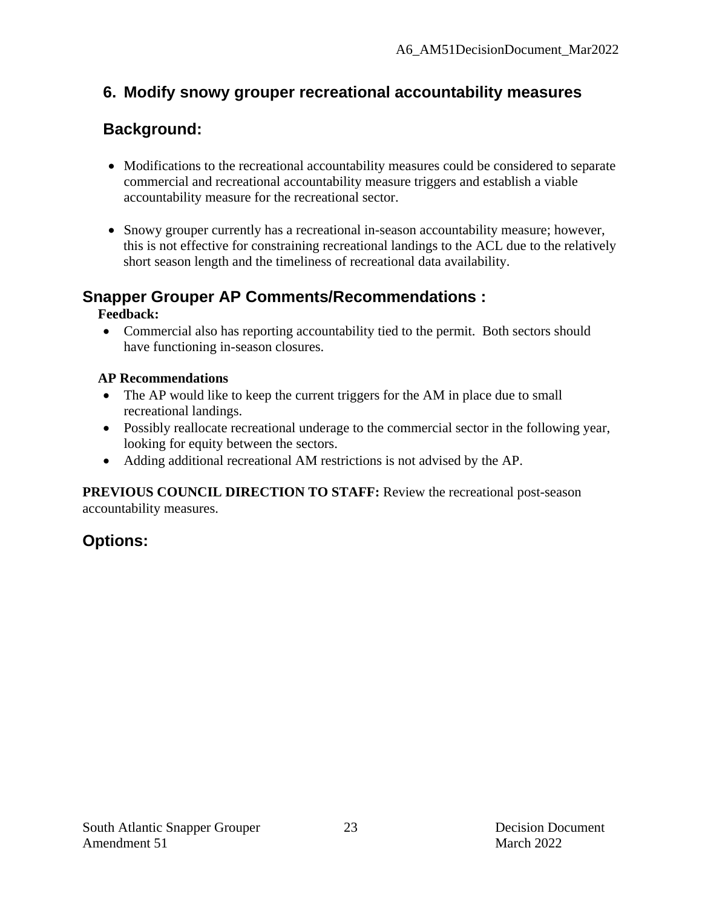## 6. Modify snowy grouper recreational accountability measures

### Background:

- Modifications to the recreational accountability measures could be considered to separate commercial and recreational accountability measure triggers and establish a viable accountability measure for the recreational sector.

- Snowy grouper currently has a recreational in-season accountability measure; however, this is not effective for constraining recreational landings to the ACL due to the relatively short season length and the timeliness of recreational data availability.

## Snapper Grouper AP Comments/Recommendations :

**Feedback:**

- Commercial also has reporting accountability tied to the permit. Both sectors should have functioning in-season closures.

**AP Recommendations**

- The AP would like to keep the current triggers for the AM in place due to small recreational landings.
- Possibly reallocate recreational underage to the commercial sector in the following year, looking for equity between the sectors.
- Adding additional recreational AM restrictions is not advised by the AP.

**PREVIOUS COUNCIL DIRECTION TO STAFF:** Review the recreational post-season accountability measures.

## Options: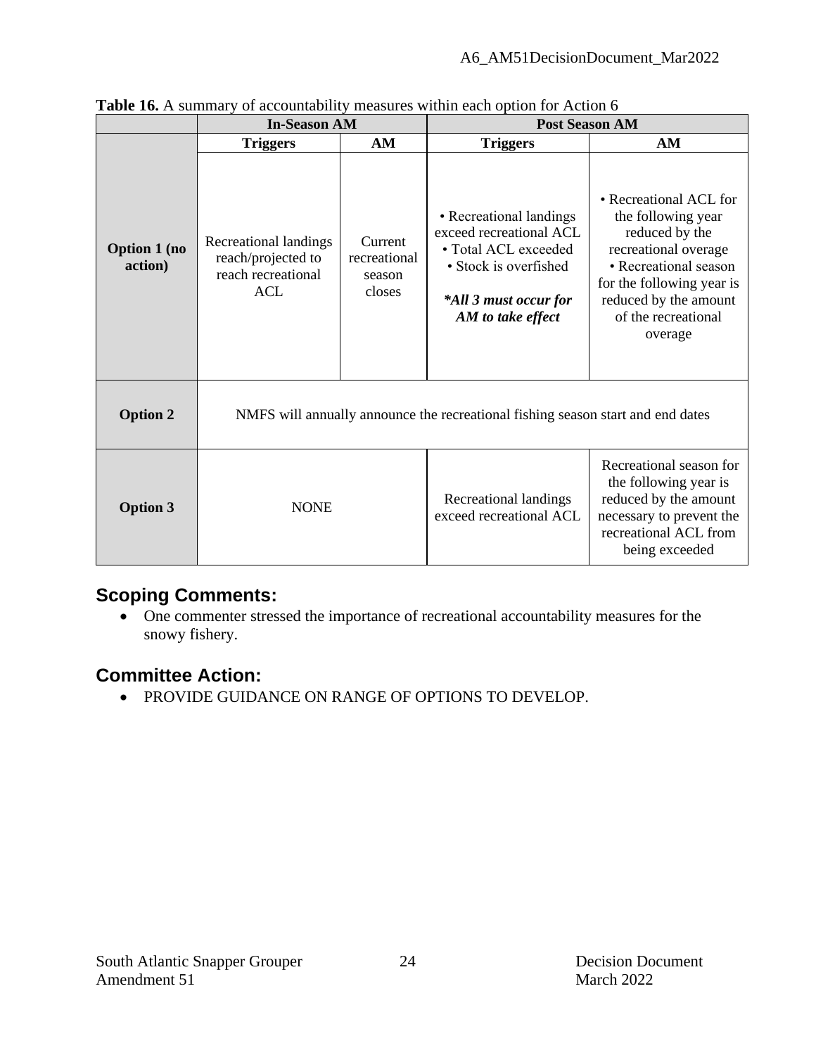**Table 16.** A summary of accountability measures within each option for Action 6

| | In-Season AM | | Post Season AM | |
|---|---|---|---|---|
| | **Triggers** | **AM** | **Triggers** | **AM** |
| **Option 1 (no action)** | Recreational landings reach/projected to reach recreational ACL | Current recreational season closes | • Recreational landings exceed recreational ACL • Total ACL exceeded • Stock is overfished ***\*All 3 must occur for AM to take effect*** | • Recreational ACL for the following year reduced by the recreational overage • Recreational season for the following year is reduced by the amount of the recreational overage |
| **Option 2** | NMFS will annually announce the recreational fishing season start and end dates | | | |
| **Option 3** | NONE | | Recreational landings exceed recreational ACL | Recreational season for the following year is reduced by the amount necessary to prevent the recreational ACL from being exceeded |

## Scoping Comments:

- One commenter stressed the importance of recreational accountability measures for the snowy fishery.

## Committee Action:

- PROVIDE GUIDANCE ON RANGE OF OPTIONS TO DEVELOP.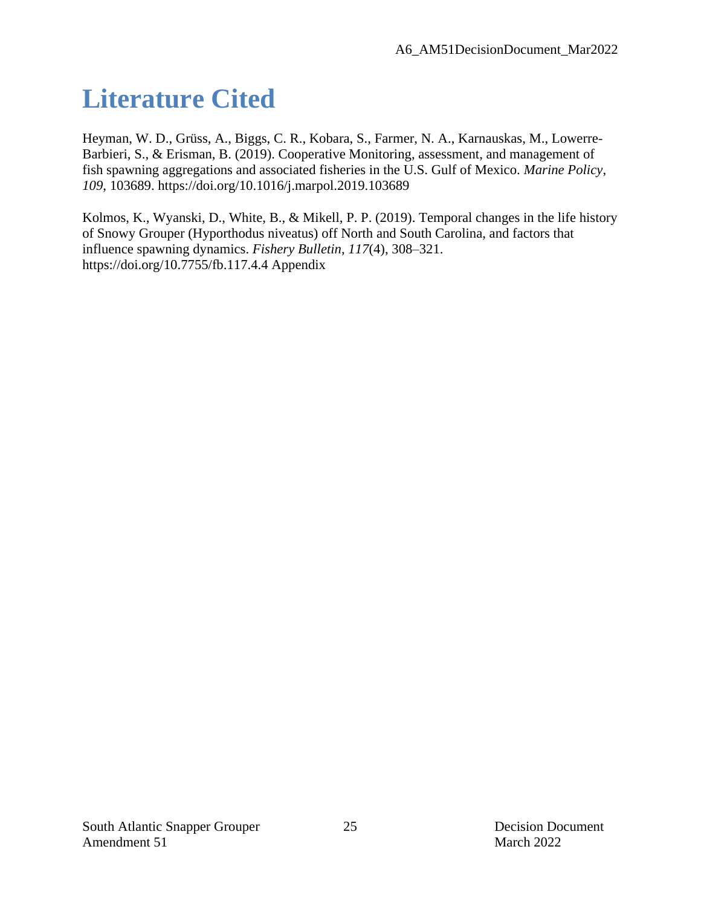# Literature Cited

Heyman, W. D., Grüss, A., Biggs, C. R., Kobara, S., Farmer, N. A., Karnauskas, M., Lowerre-Barbieri, S., & Erisman, B. (2019). Cooperative Monitoring, assessment, and management of fish spawning aggregations and associated fisheries in the U.S. Gulf of Mexico. *Marine Policy*, *109*, 103689. https://doi.org/10.1016/j.marpol.2019.103689

Kolmos, K., Wyanski, D., White, B., & Mikell, P. P. (2019). Temporal changes in the life history of Snowy Grouper (Hyporthodus niveatus) off North and South Carolina, and factors that influence spawning dynamics. *Fishery Bulletin*, *117*(4), 308–321. https://doi.org/10.7755/fb.117.4.4 Appendix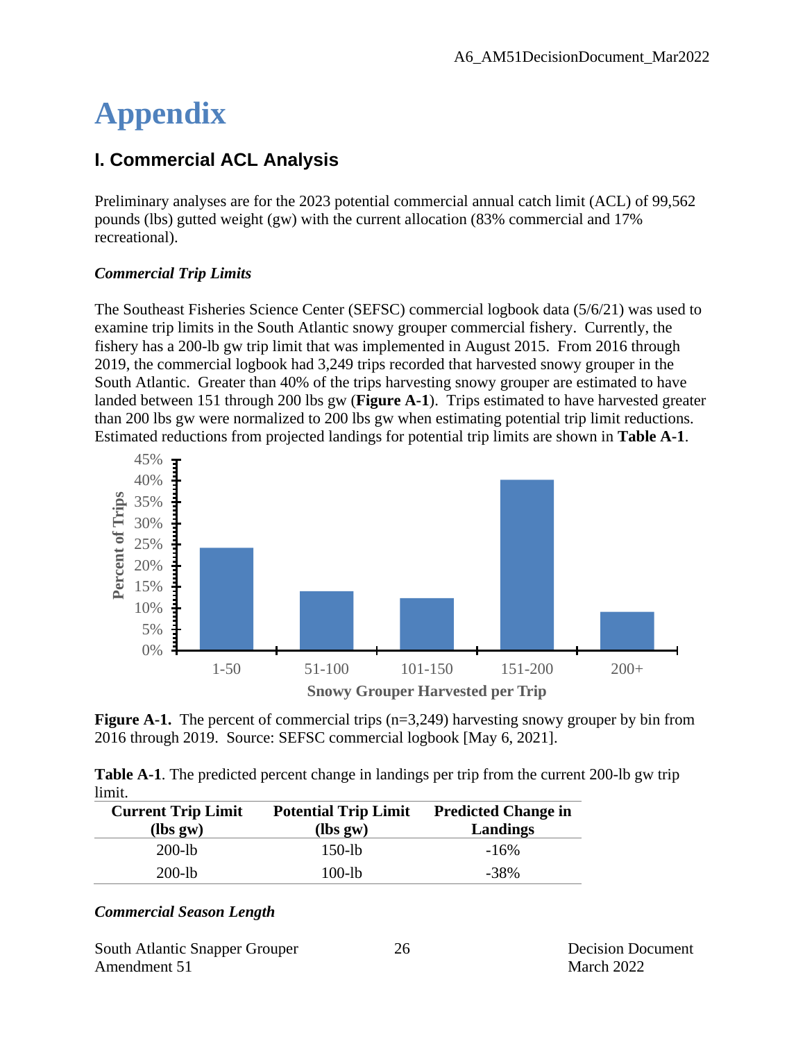# Appendix

## I. Commercial ACL Analysis

Preliminary analyses are for the 2023 potential commercial annual catch limit (ACL) of 99,562 pounds (lbs) gutted weight (gw) with the current allocation (83% commercial and 17% recreational).

### *Commercial Trip Limits*

The Southeast Fisheries Science Center (SEFSC) commercial logbook data (5/6/21) was used to examine trip limits in the South Atlantic snowy grouper commercial fishery. Currently, the fishery has a 200-lb gw trip limit that was implemented in August 2015. From 2016 through 2019, the commercial logbook had 3,249 trips recorded that harvested snowy grouper in the South Atlantic. Greater than 40% of the trips harvesting snowy grouper are estimated to have landed between 151 through 200 lbs gw (**Figure A-1**). Trips estimated to have harvested greater than 200 lbs gw were normalized to 200 lbs gw when estimating potential trip limit reductions. Estimated reductions from projected landings for potential trip limits are shown in **Table A-1**.

**Figure A-1.** The percent of commercial trips (n=3,249) harvesting snowy grouper by bin from 2016 through 2019. Source: SEFSC commercial logbook [May 6, 2021].

**Table A-1**. The predicted percent change in landings per trip from the current 200-lb gw trip limit.

| Current Trip Limit (lbs gw) | Potential Trip Limit (lbs gw) | Predicted Change in Landings |
|---|---|---|
| 200-lb | 150-lb | -16% |
| 200-lb | 100-lb | -38% |

### *Commercial Season Length*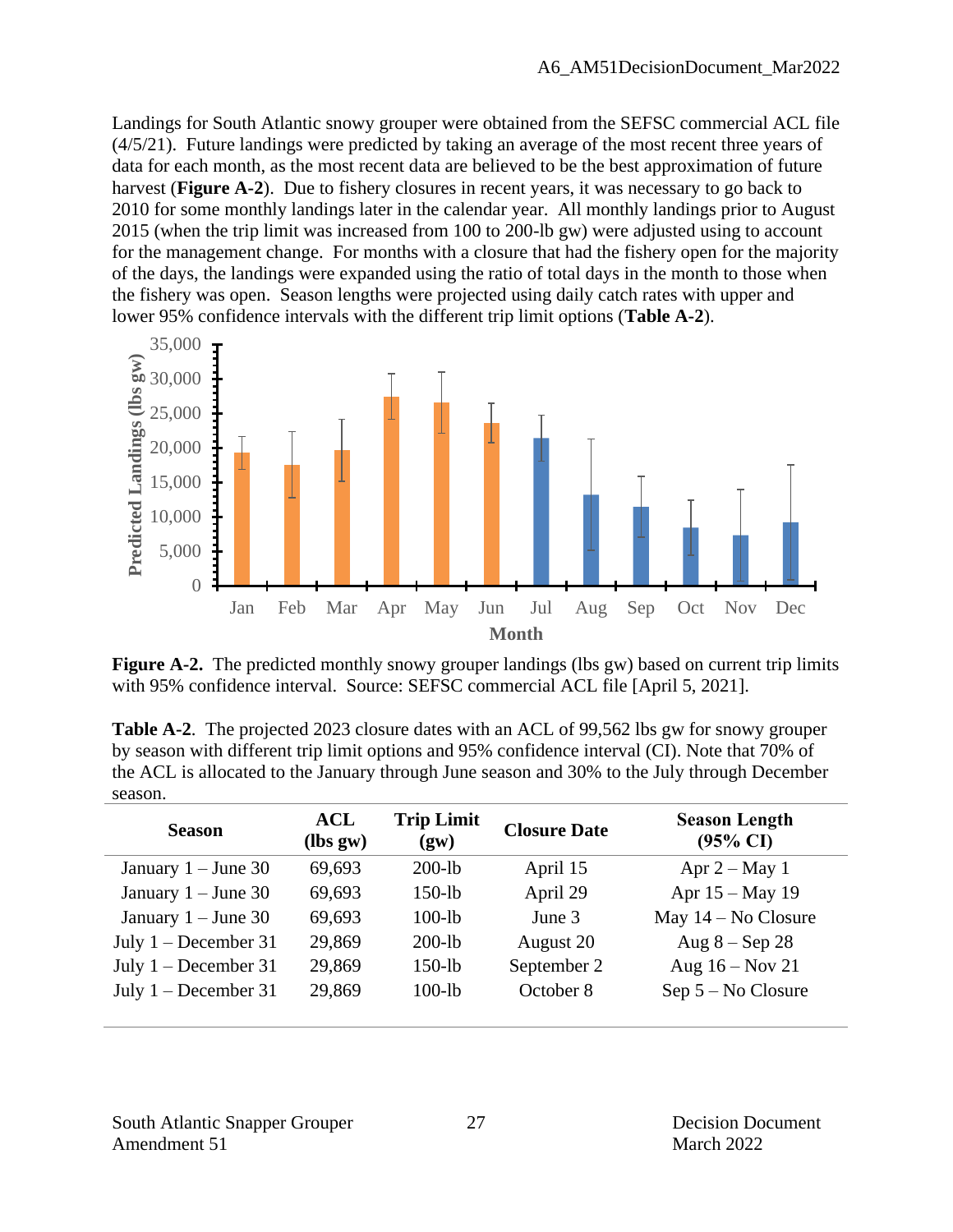Landings for South Atlantic snowy grouper were obtained from the SEFSC commercial ACL file (4/5/21). Future landings were predicted by taking an average of the most recent three years of data for each month, as the most recent data are believed to be the best approximation of future harvest (**Figure A-2**). Due to fishery closures in recent years, it was necessary to go back to 2010 for some monthly landings later in the calendar year. All monthly landings prior to August 2015 (when the trip limit was increased from 100 to 200-lb gw) were adjusted using to account for the management change. For months with a closure that had the fishery open for the majority of the days, the landings were expanded using the ratio of total days in the month to those when the fishery was open. Season lengths were projected using daily catch rates with upper and lower 95% confidence intervals with the different trip limit options (**Table A-2**).

**Figure A-2.** The predicted monthly snowy grouper landings (lbs gw) based on current trip limits with 95% confidence interval. Source: SEFSC commercial ACL file [April 5, 2021].

**Table A-2**. The projected 2023 closure dates with an ACL of 99,562 lbs gw for snowy grouper by season with different trip limit options and 95% confidence interval (CI). Note that 70% of the ACL is allocated to the January through June season and 30% to the July through December season.

| Season | ACL (lbs gw) | Trip Limit (gw) | Closure Date | Season Length (95% CI) |
|---|---|---|---|---|
| January 1 – June 30 | 69,693 | 200-lb | April 15 | Apr 2 – May 1 |
| January 1 – June 30 | 69,693 | 150-lb | April 29 | Apr 15 – May 19 |
| January 1 – June 30 | 69,693 | 100-lb | June 3 | May 14 – No Closure |
| July 1 – December 31 | 29,869 | 200-lb | August 20 | Aug 8 – Sep 28 |
| July 1 – December 31 | 29,869 | 150-lb | September 2 | Aug 16 – Nov 21 |
| July 1 – December 31 | 29,869 | 100-lb | October 8 | Sep 5 – No Closure |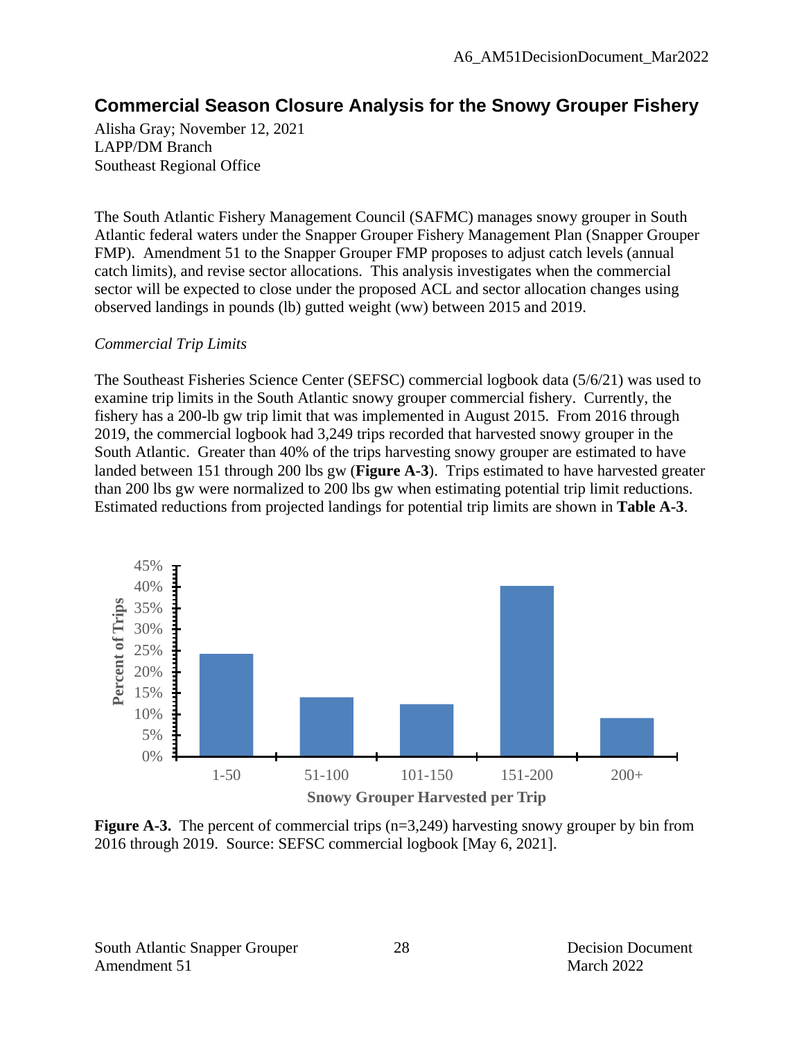# Commercial Season Closure Analysis for the Snowy Grouper Fishery

Alisha Gray; November 12, 2021
LAPP/DM Branch
Southeast Regional Office

The South Atlantic Fishery Management Council (SAFMC) manages snowy grouper in South Atlantic federal waters under the Snapper Grouper Fishery Management Plan (Snapper Grouper FMP). Amendment 51 to the Snapper Grouper FMP proposes to adjust catch levels (annual catch limits), and revise sector allocations. This analysis investigates when the commercial sector will be expected to close under the proposed ACL and sector allocation changes using observed landings in pounds (lb) gutted weight (ww) between 2015 and 2019.

*Commercial Trip Limits*

The Southeast Fisheries Science Center (SEFSC) commercial logbook data (5/6/21) was used to examine trip limits in the South Atlantic snowy grouper commercial fishery. Currently, the fishery has a 200-lb gw trip limit that was implemented in August 2015. From 2016 through 2019, the commercial logbook had 3,249 trips recorded that harvested snowy grouper in the South Atlantic. Greater than 40% of the trips harvesting snowy grouper are estimated to have landed between 151 through 200 lbs gw (**Figure A-3**). Trips estimated to have harvested greater than 200 lbs gw were normalized to 200 lbs gw when estimating potential trip limit reductions. Estimated reductions from projected landings for potential trip limits are shown in **Table A-3**.

**Figure A-3.** The percent of commercial trips (n=3,249) harvesting snowy grouper by bin from 2016 through 2019. Source: SEFSC commercial logbook [May 6, 2021].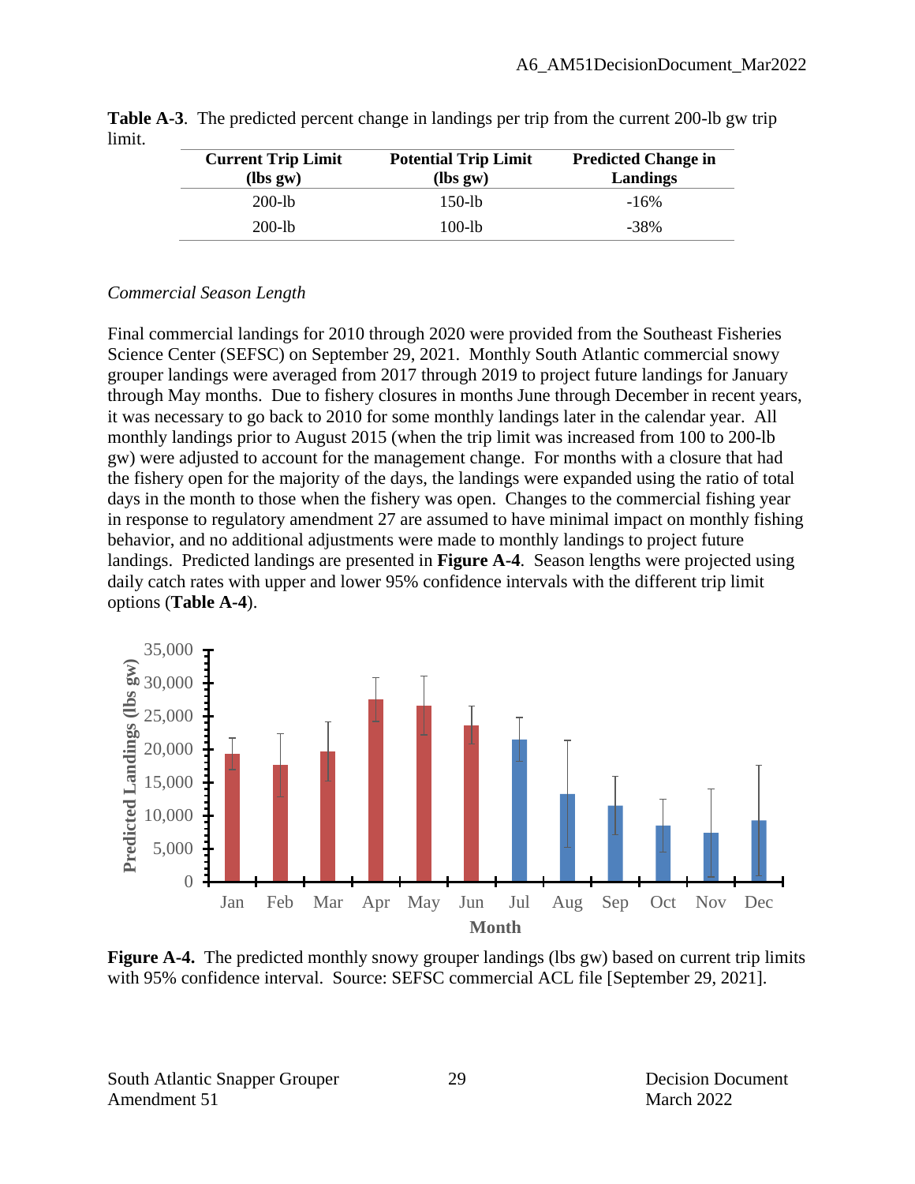**Table A-3**. The predicted percent change in landings per trip from the current 200-lb gw trip limit.

| Current Trip Limit (lbs gw) | Potential Trip Limit (lbs gw) | Predicted Change in Landings |
|---|---|---|
| 200-lb | 150-lb | -16% |
| 200-lb | 100-lb | -38% |

*Commercial Season Length*

Final commercial landings for 2010 through 2020 were provided from the Southeast Fisheries Science Center (SEFSC) on September 29, 2021. Monthly South Atlantic commercial snowy grouper landings were averaged from 2017 through 2019 to project future landings for January through May months. Due to fishery closures in months June through December in recent years, it was necessary to go back to 2010 for some monthly landings later in the calendar year. All monthly landings prior to August 2015 (when the trip limit was increased from 100 to 200-lb gw) were adjusted to account for the management change. For months with a closure that had the fishery open for the majority of the days, the landings were expanded using the ratio of total days in the month to those when the fishery was open. Changes to the commercial fishing year in response to regulatory amendment 27 are assumed to have minimal impact on monthly fishing behavior, and no additional adjustments were made to monthly landings to project future landings. Predicted landings are presented in **Figure A-4**. Season lengths were projected using daily catch rates with upper and lower 95% confidence intervals with the different trip limit options (**Table A-4**).

**Figure A-4.** The predicted monthly snowy grouper landings (lbs gw) based on current trip limits with 95% confidence interval. Source: SEFSC commercial ACL file [September 29, 2021].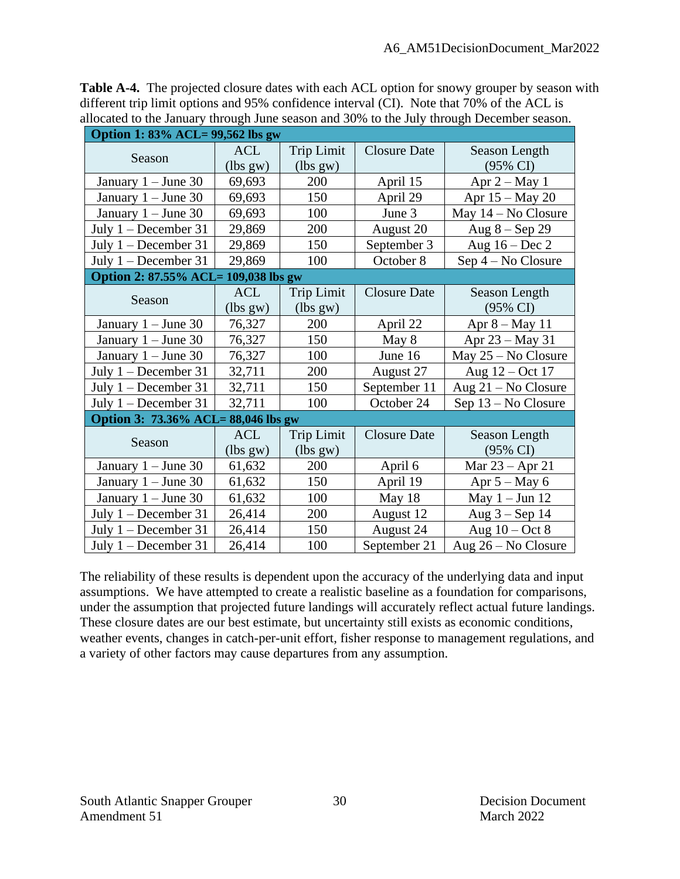**Table A-4.** The projected closure dates with each ACL option for snowy grouper by season with different trip limit options and 95% confidence interval (CI). Note that 70% of the ACL is allocated to the January through June season and 30% to the July through December season.

| **Option 1: 83% ACL= 99,562 lbs gw** | | | | |
|---|---|---|---|---|
| Season | ACL (lbs gw) | Trip Limit (lbs gw) | Closure Date | Season Length (95% CI) |
| January 1 – June 30 | 69,693 | 200 | April 15 | Apr 2 – May 1 |
| January 1 – June 30 | 69,693 | 150 | April 29 | Apr 15 – May 20 |
| January 1 – June 30 | 69,693 | 100 | June 3 | May 14 – No Closure |
| July 1 – December 31 | 29,869 | 200 | August 20 | Aug 8 – Sep 29 |
| July 1 – December 31 | 29,869 | 150 | September 3 | Aug 16 – Dec 2 |
| July 1 – December 31 | 29,869 | 100 | October 8 | Sep 4 – No Closure |
| **Option 2: 87.55% ACL= 109,038 lbs gw** | | | | |
| Season | ACL (lbs gw) | Trip Limit (lbs gw) | Closure Date | Season Length (95% CI) |
| January 1 – June 30 | 76,327 | 200 | April 22 | Apr 8 – May 11 |
| January 1 – June 30 | 76,327 | 150 | May 8 | Apr 23 – May 31 |
| January 1 – June 30 | 76,327 | 100 | June 16 | May 25 – No Closure |
| July 1 – December 31 | 32,711 | 200 | August 27 | Aug 12 – Oct 17 |
| July 1 – December 31 | 32,711 | 150 | September 11 | Aug 21 – No Closure |
| July 1 – December 31 | 32,711 | 100 | October 24 | Sep 13 – No Closure |
| **Option 3: 73.36% ACL= 88,046 lbs gw** | | | | |
| Season | ACL (lbs gw) | Trip Limit (lbs gw) | Closure Date | Season Length (95% CI) |
| January 1 – June 30 | 61,632 | 200 | April 6 | Mar 23 – Apr 21 |
| January 1 – June 30 | 61,632 | 150 | April 19 | Apr 5 – May 6 |
| January 1 – June 30 | 61,632 | 100 | May 18 | May 1 – Jun 12 |
| July 1 – December 31 | 26,414 | 200 | August 12 | Aug 3 – Sep 14 |
| July 1 – December 31 | 26,414 | 150 | August 24 | Aug 10 – Oct 8 |
| July 1 – December 31 | 26,414 | 100 | September 21 | Aug 26 – No Closure |

The reliability of these results is dependent upon the accuracy of the underlying data and input assumptions. We have attempted to create a realistic baseline as a foundation for comparisons, under the assumption that projected future landings will accurately reflect actual future landings. These closure dates are our best estimate, but uncertainty still exists as economic conditions, weather events, changes in catch-per-unit effort, fisher response to management regulations, and a variety of other factors may cause departures from any assumption.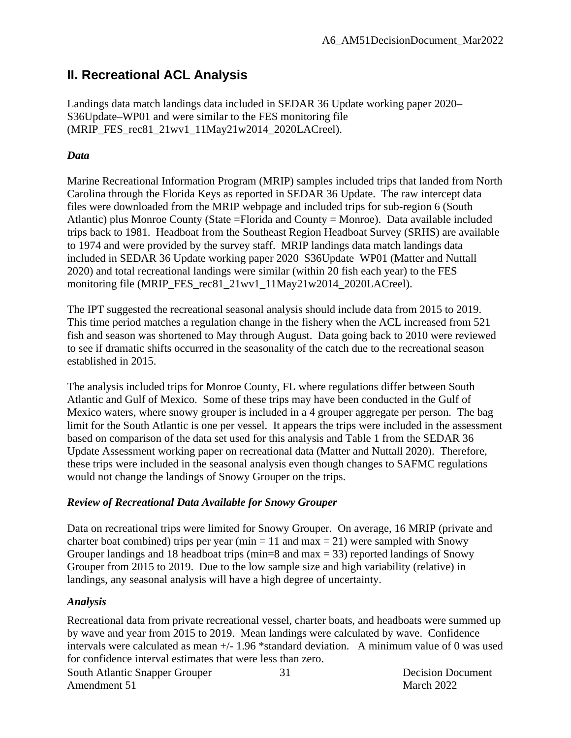## II. Recreational ACL Analysis

Landings data match landings data included in SEDAR 36 Update working paper 2020–S36Update–WP01 and were similar to the FES monitoring file (MRIP_FES_rec81_21wv1_11May21w2014_2020LACreel).

### *Data*

Marine Recreational Information Program (MRIP) samples included trips that landed from North Carolina through the Florida Keys as reported in SEDAR 36 Update. The raw intercept data files were downloaded from the MRIP webpage and included trips for sub-region 6 (South Atlantic) plus Monroe County (State =Florida and County = Monroe). Data available included trips back to 1981. Headboat from the Southeast Region Headboat Survey (SRHS) are available to 1974 and were provided by the survey staff. MRIP landings data match landings data included in SEDAR 36 Update working paper 2020–S36Update–WP01 (Matter and Nuttall 2020) and total recreational landings were similar (within 20 fish each year) to the FES monitoring file (MRIP_FES_rec81_21wv1_11May21w2014_2020LACreel).

The IPT suggested the recreational seasonal analysis should include data from 2015 to 2019. This time period matches a regulation change in the fishery when the ACL increased from 521 fish and season was shortened to May through August. Data going back to 2010 were reviewed to see if dramatic shifts occurred in the seasonality of the catch due to the recreational season established in 2015.

The analysis included trips for Monroe County, FL where regulations differ between South Atlantic and Gulf of Mexico. Some of these trips may have been conducted in the Gulf of Mexico waters, where snowy grouper is included in a 4 grouper aggregate per person. The bag limit for the South Atlantic is one per vessel. It appears the trips were included in the assessment based on comparison of the data set used for this analysis and Table 1 from the SEDAR 36 Update Assessment working paper on recreational data (Matter and Nuttall 2020). Therefore, these trips were included in the seasonal analysis even though changes to SAFMC regulations would not change the landings of Snowy Grouper on the trips.

### *Review of Recreational Data Available for Snowy Grouper*

Data on recreational trips were limited for Snowy Grouper. On average, 16 MRIP (private and charter boat combined) trips per year (min = 11 and max = 21) were sampled with Snowy Grouper landings and 18 headboat trips (min=8 and max = 33) reported landings of Snowy Grouper from 2015 to 2019. Due to the low sample size and high variability (relative) in landings, any seasonal analysis will have a high degree of uncertainty.

### *Analysis*

Recreational data from private recreational vessel, charter boats, and headboats were summed up by wave and year from 2015 to 2019. Mean landings were calculated by wave. Confidence intervals were calculated as mean +/- 1.96 *standard deviation. A minimum value of 0 was used for confidence interval estimates that were less than zero.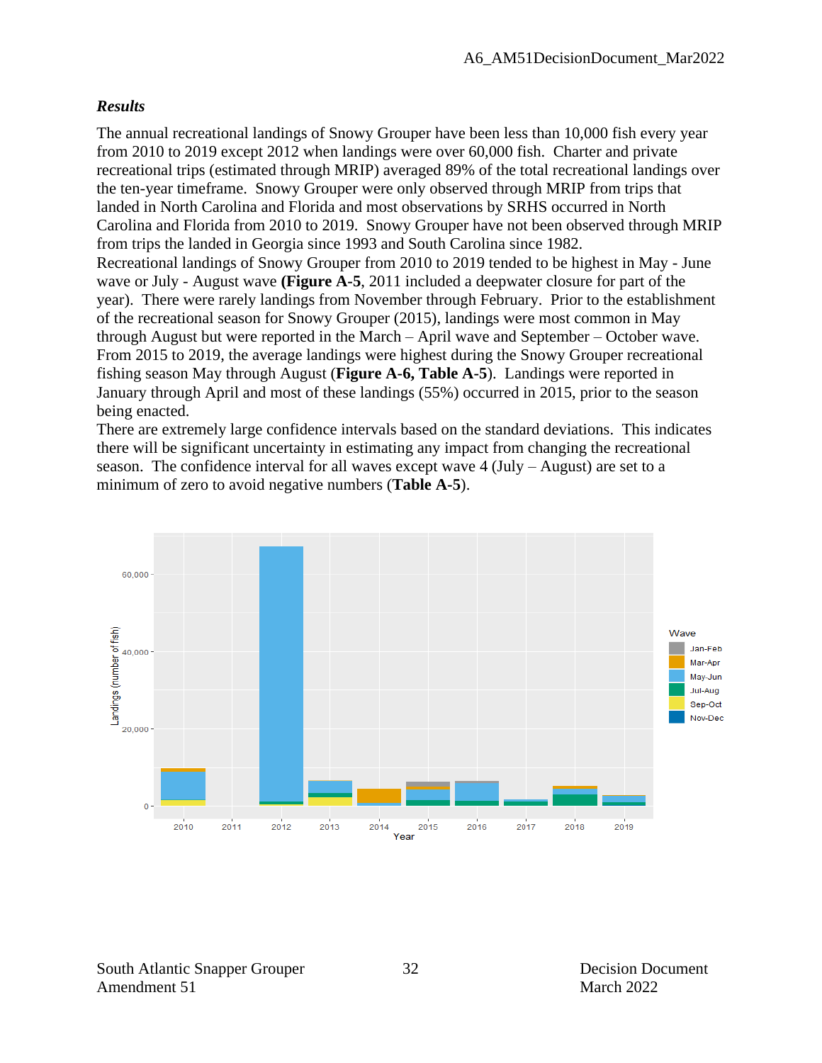### *Results*

The annual recreational landings of Snowy Grouper have been less than 10,000 fish every year from 2010 to 2019 except 2012 when landings were over 60,000 fish. Charter and private recreational trips (estimated through MRIP) averaged 89% of the total recreational landings over the ten-year timeframe. Snowy Grouper were only observed through MRIP from trips that landed in North Carolina and Florida and most observations by SRHS occurred in North Carolina and Florida from 2010 to 2019. Snowy Grouper have not been observed through MRIP from trips the landed in Georgia since 1993 and South Carolina since 1982.

Recreational landings of Snowy Grouper from 2010 to 2019 tended to be highest in May - June wave or July - August wave **(Figure A-5**, 2011 included a deepwater closure for part of the year). There were rarely landings from November through February. Prior to the establishment of the recreational season for Snowy Grouper (2015), landings were most common in May through August but were reported in the March – April wave and September – October wave. From 2015 to 2019, the average landings were highest during the Snowy Grouper recreational fishing season May through August (**Figure A-6, Table A-5**). Landings were reported in January through April and most of these landings (55%) occurred in 2015, prior to the season being enacted.

There are extremely large confidence intervals based on the standard deviations. This indicates there will be significant uncertainty in estimating any impact from changing the recreational season. The confidence interval for all waves except wave 4 (July – August) are set to a minimum of zero to avoid negative numbers (**Table A-5**).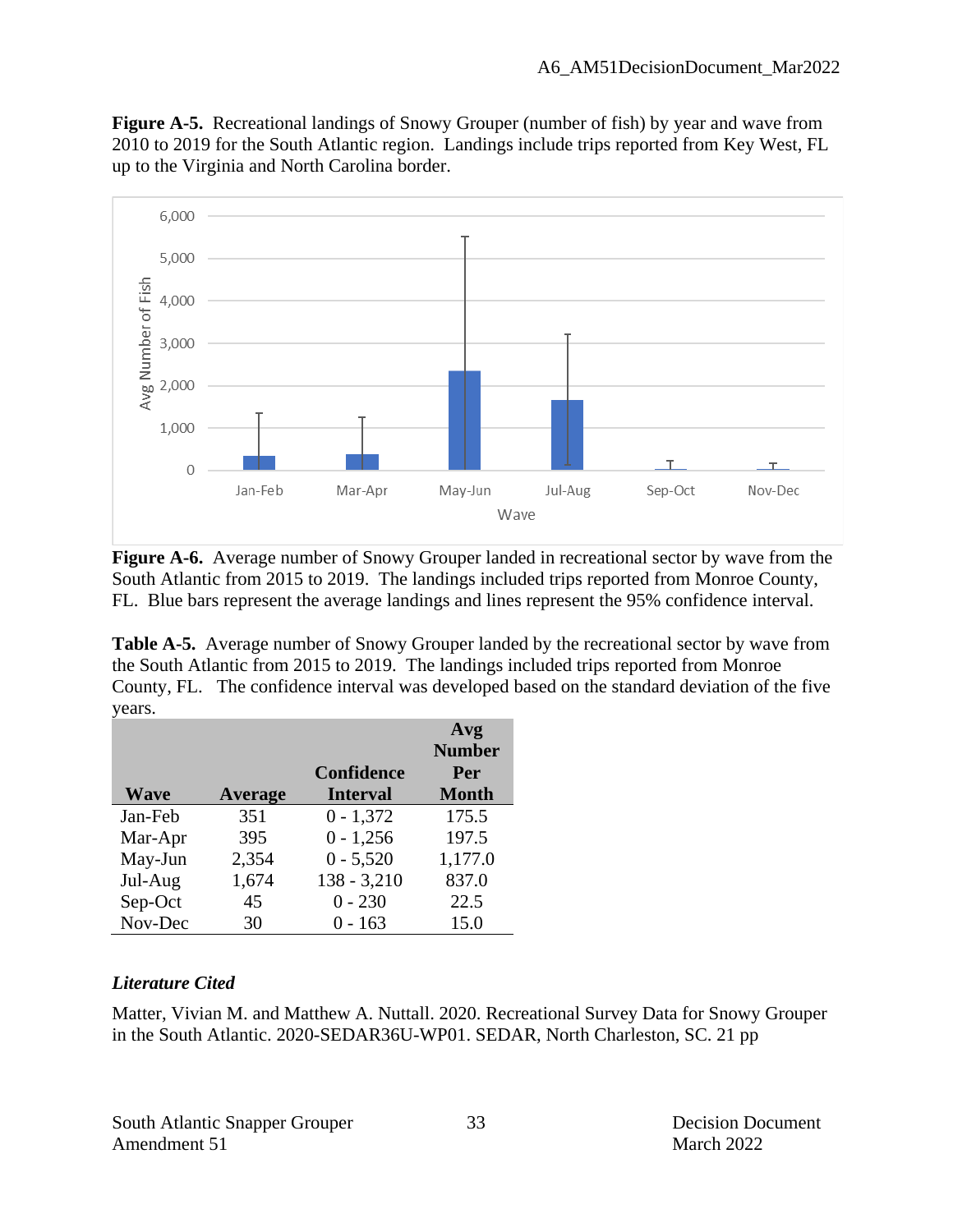**Figure A-5.** Recreational landings of Snowy Grouper (number of fish) by year and wave from 2010 to 2019 for the South Atlantic region. Landings include trips reported from Key West, FL up to the Virginia and North Carolina border.

**Figure A-6.** Average number of Snowy Grouper landed in recreational sector by wave from the South Atlantic from 2015 to 2019. The landings included trips reported from Monroe County, FL. Blue bars represent the average landings and lines represent the 95% confidence interval.

**Table A-5.** Average number of Snowy Grouper landed by the recreational sector by wave from the South Atlantic from 2015 to 2019. The landings included trips reported from Monroe County, FL. The confidence interval was developed based on the standard deviation of the five years.

| Wave | Average | Confidence Interval | Avg Number Per Month |
|---|---|---|---|
| Jan-Feb | 351 | 0 - 1,372 | 175.5 |
| Mar-Apr | 395 | 0 - 1,256 | 197.5 |
| May-Jun | 2,354 | 0 - 5,520 | 1,177.0 |
| Jul-Aug | 1,674 | 138 - 3,210 | 837.0 |
| Sep-Oct | 45 | 0 - 230 | 22.5 |
| Nov-Dec | 30 | 0 - 163 | 15.0 |

### *Literature Cited*

Matter, Vivian M. and Matthew A. Nuttall. 2020. Recreational Survey Data for Snowy Grouper in the South Atlantic. 2020-SEDAR36U-WP01. SEDAR, North Charleston, SC. 21 pp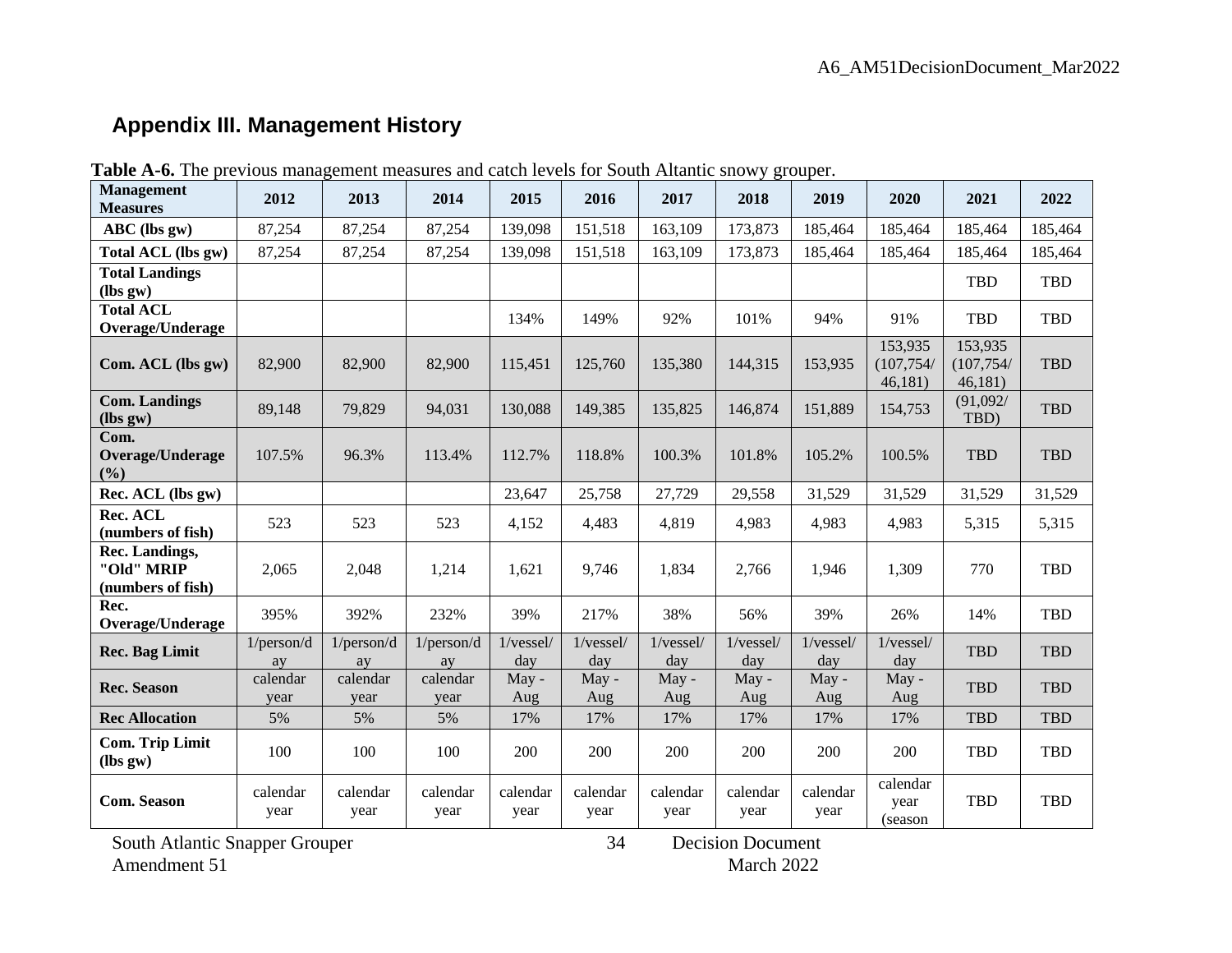## Appendix III. Management History

**Table A-6.** The previous management measures and catch levels for South Altantic snowy grouper.

| Management Measures | 2012 | 2013 | 2014 | 2015 | 2016 | 2017 | 2018 | 2019 | 2020 | 2021 | 2022 |
|---|---|---|---|---|---|---|---|---|---|---|---|
| ABC (lbs gw) | 87,254 | 87,254 | 87,254 | 139,098 | 151,518 | 163,109 | 173,873 | 185,464 | 185,464 | 185,464 | 185,464 |
| Total ACL (lbs gw) | 87,254 | 87,254 | 87,254 | 139,098 | 151,518 | 163,109 | 173,873 | 185,464 | 185,464 | 185,464 | 185,464 |
| Total Landings (lbs gw) | | | | | | | | | | TBD | TBD |
| Total ACL Overage/Underage | | | | 134% | 149% | 92% | 101% | 94% | 91% | TBD | TBD |
| Com. ACL (lbs gw) | 82,900 | 82,900 | 82,900 | 115,451 | 125,760 | 135,380 | 144,315 | 153,935 | 153,935 (107,754/ 46,181) | 153,935 (107,754/ 46,181) | TBD |
| Com. Landings (lbs gw) | 89,148 | 79,829 | 94,031 | 130,088 | 149,385 | 135,825 | 146,874 | 151,889 | 154,753 | (91,092/ TBD) | TBD |
| Com. Overage/Underage (%) | 107.5% | 96.3% | 113.4% | 112.7% | 118.8% | 100.3% | 101.8% | 105.2% | 100.5% | TBD | TBD |
| Rec. ACL (lbs gw) | | | | 23,647 | 25,758 | 27,729 | 29,558 | 31,529 | 31,529 | 31,529 | 31,529 |
| Rec. ACL (numbers of fish) | 523 | 523 | 523 | 4,152 | 4,483 | 4,819 | 4,983 | 4,983 | 4,983 | 5,315 | 5,315 |
| Rec. Landings, "Old" MRIP (numbers of fish) | 2,065 | 2,048 | 1,214 | 1,621 | 9,746 | 1,834 | 2,766 | 1,946 | 1,309 | 770 | TBD |
| Rec. Overage/Underage | 395% | 392% | 232% | 39% | 217% | 38% | 56% | 39% | 26% | 14% | TBD |
| Rec. Bag Limit | 1/person/day | 1/person/day | 1/person/day | 1/vessel/ day | 1/vessel/ day | 1/vessel/ day | 1/vessel/ day | 1/vessel/ day | 1/vessel/ day | TBD | TBD |
| Rec. Season | calendar year | calendar year | calendar year | May - Aug | May - Aug | May - Aug | May - Aug | May - Aug | May - Aug | TBD | TBD |
| Rec Allocation | 5% | 5% | 5% | 17% | 17% | 17% | 17% | 17% | 17% | TBD | TBD |
| Com. Trip Limit (lbs gw) | 100 | 100 | 100 | 200 | 200 | 200 | 200 | 200 | 200 | TBD | TBD |
| Com. Season | calendar year | calendar year | calendar year | calendar year | calendar year | calendar year | calendar year | calendar year | calendar year (season | TBD | TBD |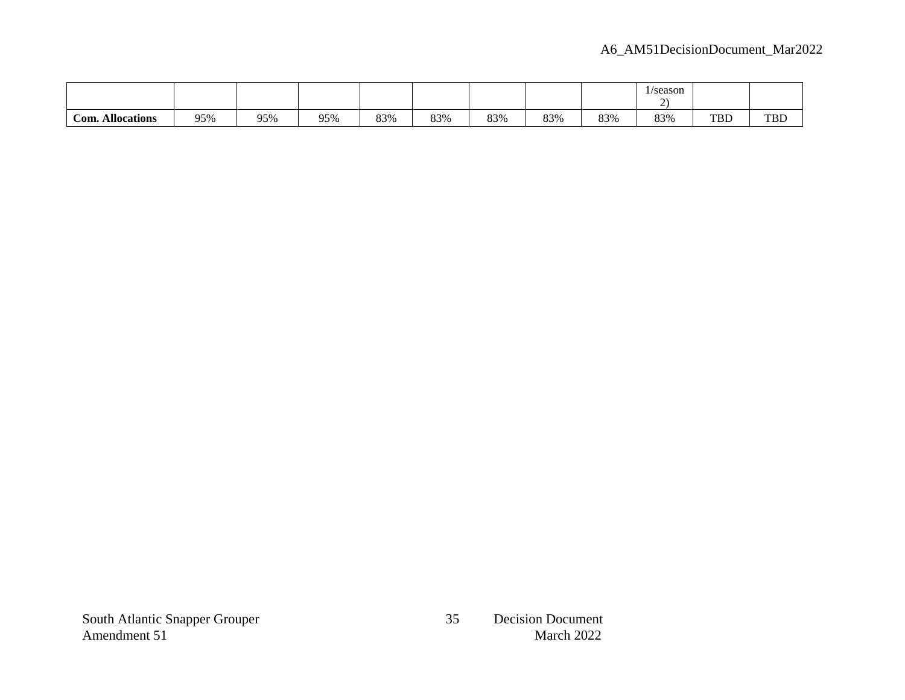|  |  |  |  |  |  |  |  |  | 1/season 2) |  |  |
|---|---|---|---|---|---|---|---|---|---|---|---|
| **Com. Allocations** | 95% | 95% | 95% | 83% | 83% | 83% | 83% | 83% | 83% | TBD | TBD |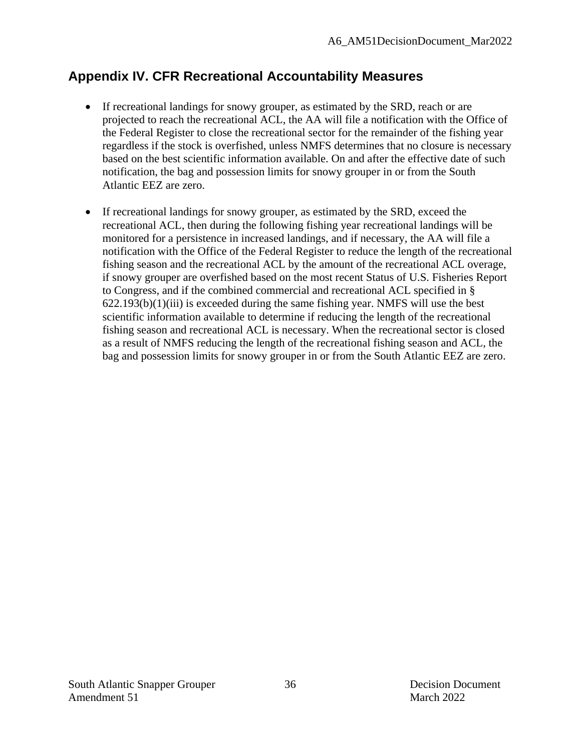## Appendix IV. CFR Recreational Accountability Measures

- If recreational landings for snowy grouper, as estimated by the SRD, reach or are projected to reach the recreational ACL, the AA will file a notification with the Office of the Federal Register to close the recreational sector for the remainder of the fishing year regardless if the stock is overfished, unless NMFS determines that no closure is necessary based on the best scientific information available. On and after the effective date of such notification, the bag and possession limits for snowy grouper in or from the South Atlantic EEZ are zero.

- If recreational landings for snowy grouper, as estimated by the SRD, exceed the recreational ACL, then during the following fishing year recreational landings will be monitored for a persistence in increased landings, and if necessary, the AA will file a notification with the Office of the Federal Register to reduce the length of the recreational fishing season and the recreational ACL by the amount of the recreational ACL overage, if snowy grouper are overfished based on the most recent Status of U.S. Fisheries Report to Congress, and if the combined commercial and recreational ACL specified in § 622.193(b)(1)(iii) is exceeded during the same fishing year. NMFS will use the best scientific information available to determine if reducing the length of the recreational fishing season and recreational ACL is necessary. When the recreational sector is closed as a result of NMFS reducing the length of the recreational fishing season and ACL, the bag and possession limits for snowy grouper in or from the South Atlantic EEZ are zero.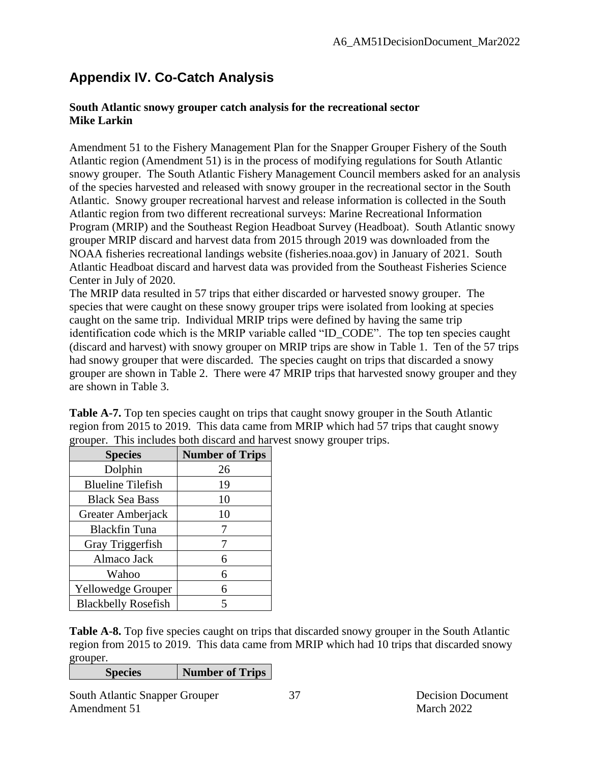# Appendix IV. Co-Catch Analysis

**South Atlantic snowy grouper catch analysis for the recreational sector**
**Mike Larkin**

Amendment 51 to the Fishery Management Plan for the Snapper Grouper Fishery of the South Atlantic region (Amendment 51) is in the process of modifying regulations for South Atlantic snowy grouper. The South Atlantic Fishery Management Council members asked for an analysis of the species harvested and released with snowy grouper in the recreational sector in the South Atlantic. Snowy grouper recreational harvest and release information is collected in the South Atlantic region from two different recreational surveys: Marine Recreational Information Program (MRIP) and the Southeast Region Headboat Survey (Headboat). South Atlantic snowy grouper MRIP discard and harvest data from 2015 through 2019 was downloaded from the NOAA fisheries recreational landings website (fisheries.noaa.gov) in January of 2021. South Atlantic Headboat discard and harvest data was provided from the Southeast Fisheries Science Center in July of 2020.

The MRIP data resulted in 57 trips that either discarded or harvested snowy grouper. The species that were caught on these snowy grouper trips were isolated from looking at species caught on the same trip. Individual MRIP trips were defined by having the same trip identification code which is the MRIP variable called "ID_CODE". The top ten species caught (discard and harvest) with snowy grouper on MRIP trips are show in Table 1. Ten of the 57 trips had snowy grouper that were discarded. The species caught on trips that discarded a snowy grouper are shown in Table 2. There were 47 MRIP trips that harvested snowy grouper and they are shown in Table 3.

**Table A-7.** Top ten species caught on trips that caught snowy grouper in the South Atlantic region from 2015 to 2019. This data came from MRIP which had 57 trips that caught snowy grouper. This includes both discard and harvest snowy grouper trips.

| Species | Number of Trips |
|---|---|
| Dolphin | 26 |
| Blueline Tilefish | 19 |
| Black Sea Bass | 10 |
| Greater Amberjack | 10 |
| Blackfin Tuna | 7 |
| Gray Triggerfish | 7 |
| Almaco Jack | 6 |
| Wahoo | 6 |
| Yellowedge Grouper | 6 |
| Blackbelly Rosefish | 5 |

**Table A-8.** Top five species caught on trips that discarded snowy grouper in the South Atlantic region from 2015 to 2019. This data came from MRIP which had 10 trips that discarded snowy grouper.

| Species | Number of Trips |
|---|---|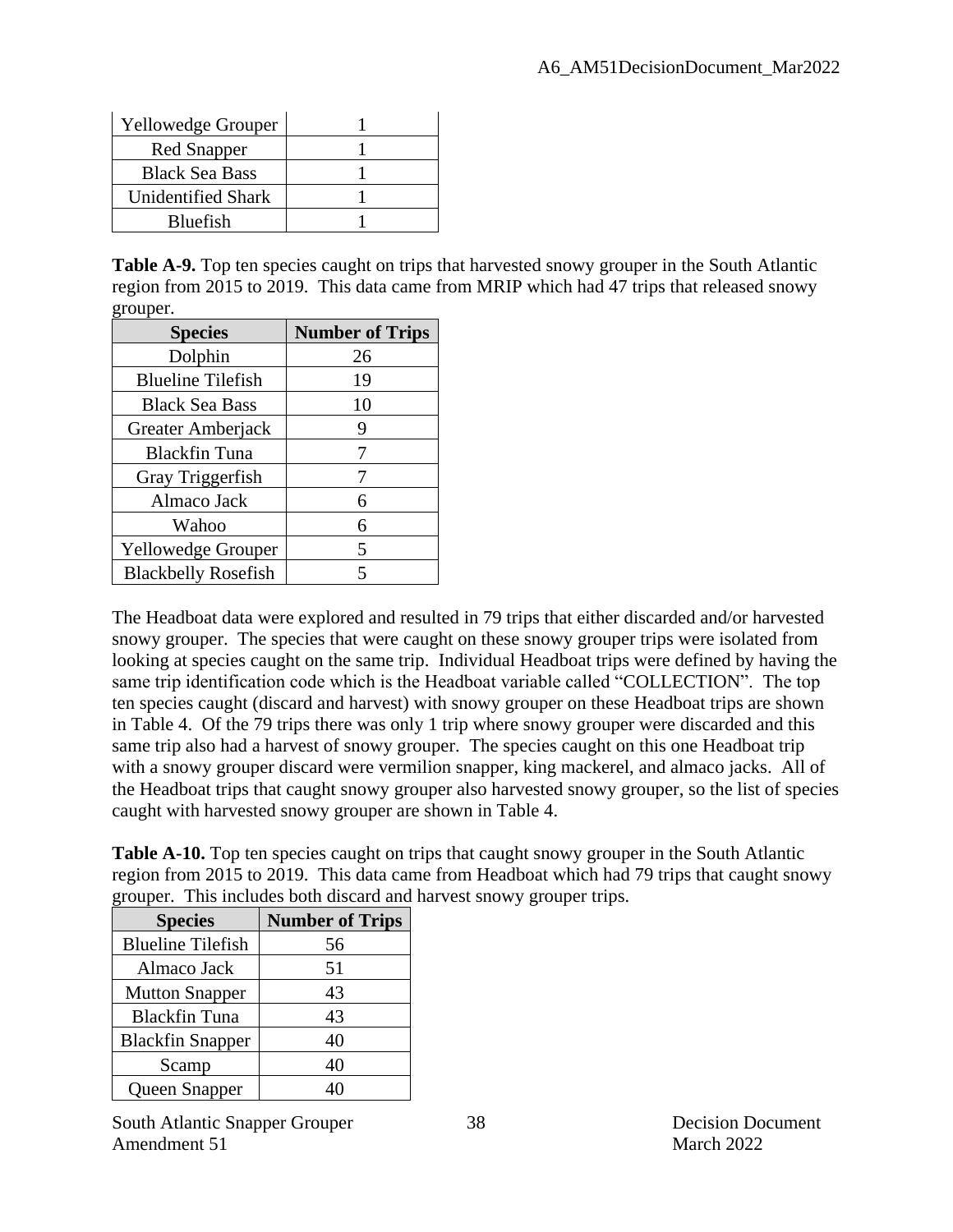| Yellowedge Grouper | 1 |
|---|---|
| Red Snapper | 1 |
| Black Sea Bass | 1 |
| Unidentified Shark | 1 |
| Bluefish | 1 |

**Table A-9.** Top ten species caught on trips that harvested snowy grouper in the South Atlantic region from 2015 to 2019. This data came from MRIP which had 47 trips that released snowy grouper.

| Species | Number of Trips |
|---|---|
| Dolphin | 26 |
| Blueline Tilefish | 19 |
| Black Sea Bass | 10 |
| Greater Amberjack | 9 |
| Blackfin Tuna | 7 |
| Gray Triggerfish | 7 |
| Almaco Jack | 6 |
| Wahoo | 6 |
| Yellowedge Grouper | 5 |
| Blackbelly Rosefish | 5 |

The Headboat data were explored and resulted in 79 trips that either discarded and/or harvested snowy grouper. The species that were caught on these snowy grouper trips were isolated from looking at species caught on the same trip. Individual Headboat trips were defined by having the same trip identification code which is the Headboat variable called "COLLECTION". The top ten species caught (discard and harvest) with snowy grouper on these Headboat trips are shown in Table 4. Of the 79 trips there was only 1 trip where snowy grouper were discarded and this same trip also had a harvest of snowy grouper. The species caught on this one Headboat trip with a snowy grouper discard were vermilion snapper, king mackerel, and almaco jacks. All of the Headboat trips that caught snowy grouper also harvested snowy grouper, so the list of species caught with harvested snowy grouper are shown in Table 4.

**Table A-10.** Top ten species caught on trips that caught snowy grouper in the South Atlantic region from 2015 to 2019. This data came from Headboat which had 79 trips that caught snowy grouper. This includes both discard and harvest snowy grouper trips.

| Species | Number of Trips |
|---|---|
| Blueline Tilefish | 56 |
| Almaco Jack | 51 |
| Mutton Snapper | 43 |
| Blackfin Tuna | 43 |
| Blackfin Snapper | 40 |
| Scamp | 40 |
| Queen Snapper | 40 |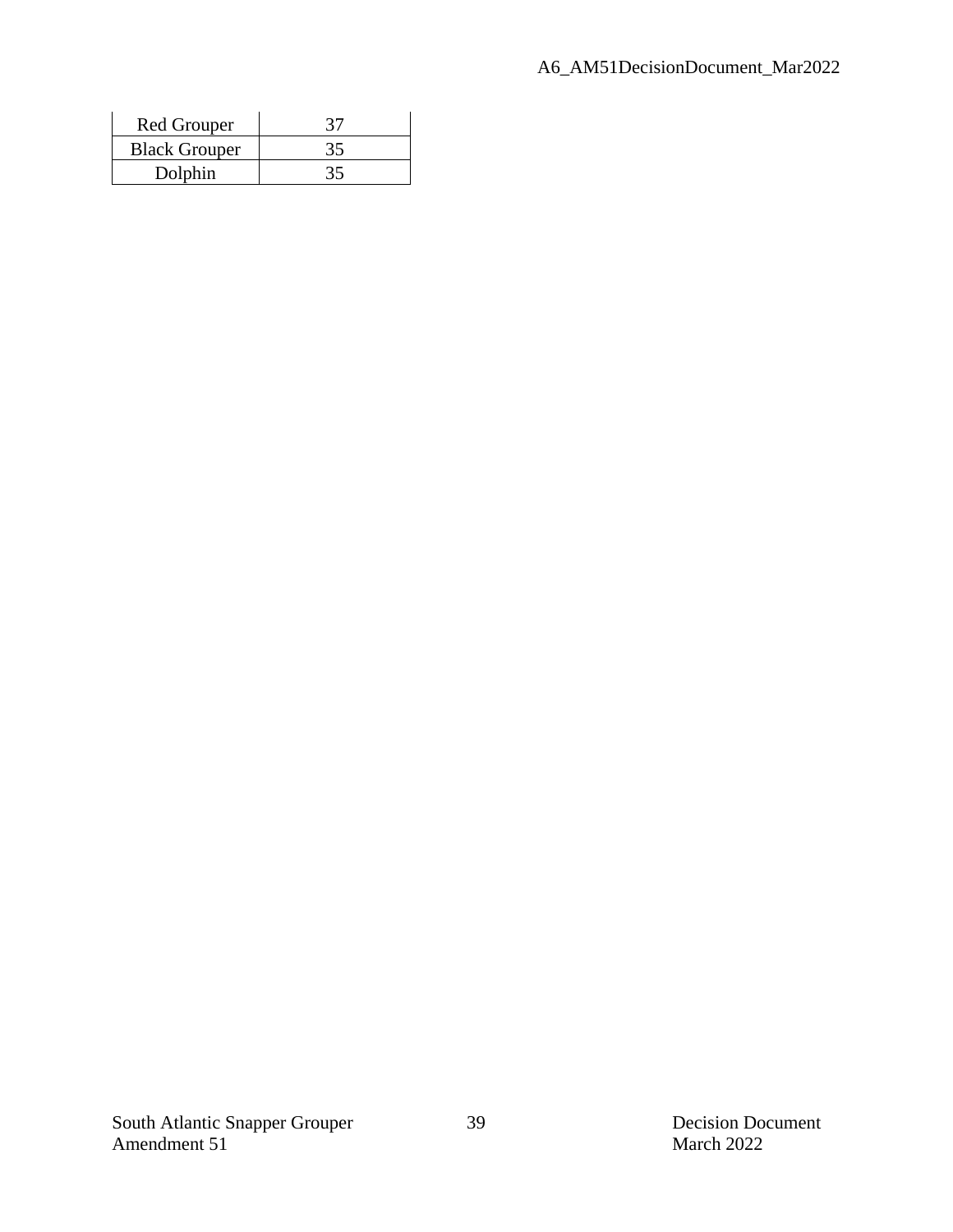| | |
|---|---|
| Red Grouper | 37 |
| Black Grouper | 35 |
| Dolphin | 35 |